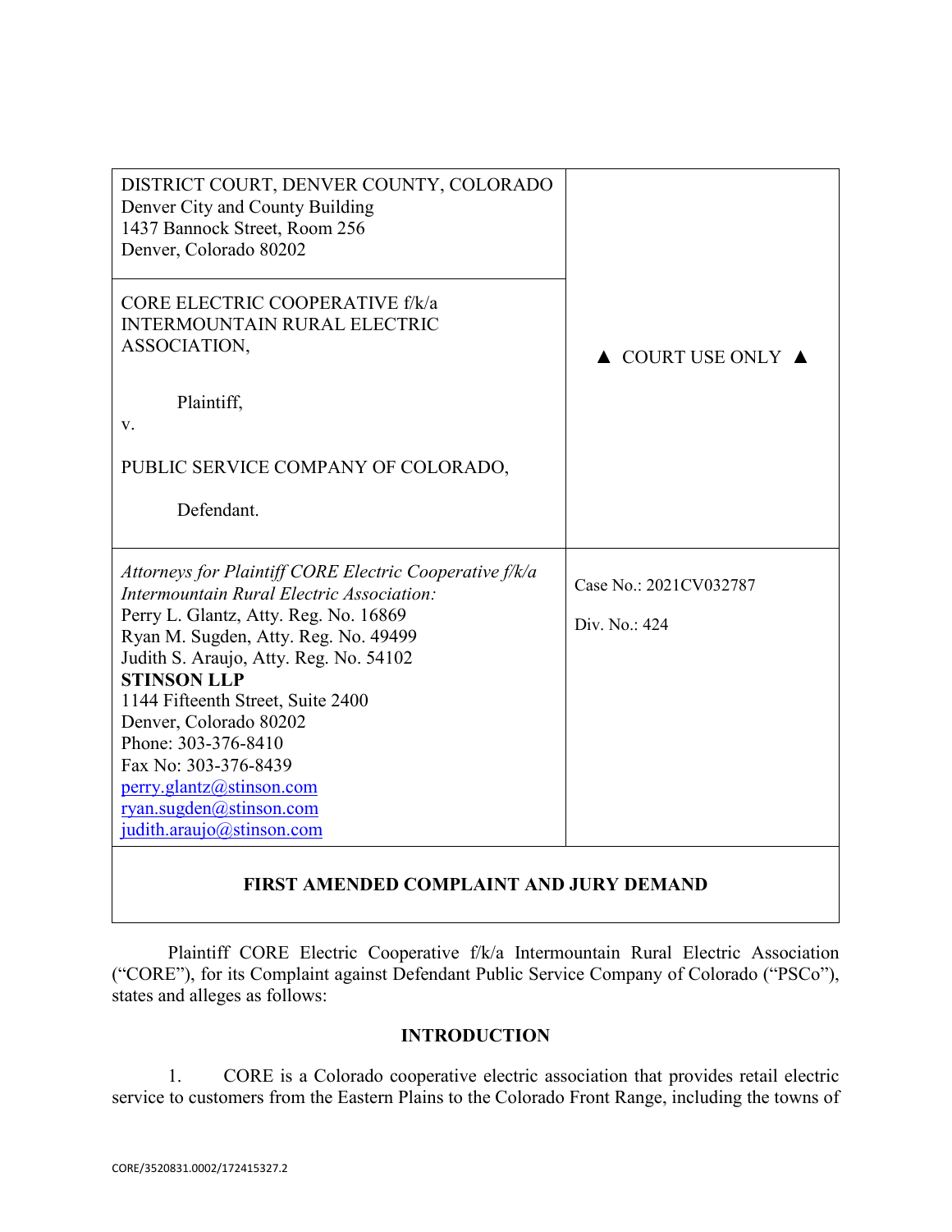| DISTRICT COURT, DENVER COUNTY, COLORADO<br>Denver City and County Building<br>1437 Bannock Street, Room 256<br>Denver, Colorado 80202 | |
|---|---|
| CORE ELECTRIC COOPERATIVE f/k/a INTERMOUNTAIN RURAL ELECTRIC ASSOCIATION,<br><br>Plaintiff,<br>v.<br><br>PUBLIC SERVICE COMPANY OF COLORADO,<br><br>Defendant. | ▲ COURT USE ONLY ▲ |
| *Attorneys for Plaintiff CORE Electric Cooperative f/k/a Intermountain Rural Electric Association:*<br>Perry L. Glantz, Atty. Reg. No. 16869<br>Ryan M. Sugden, Atty. Reg. No. 49499<br>Judith S. Araujo, Atty. Reg. No. 54102<br>**STINSON LLP**<br>1144 Fifteenth Street, Suite 2400<br>Denver, Colorado 80202<br>Phone: 303-376-8410<br>Fax No: 303-376-8439<br>perry.glantz@stinson.com<br>ryan.sugden@stinson.com<br>judith.araujo@stinson.com | Case No.: 2021CV032787<br><br>Div. No.: 424 |

**FIRST AMENDED COMPLAINT AND JURY DEMAND**

Plaintiff CORE Electric Cooperative f/k/a Intermountain Rural Electric Association ("CORE"), for its Complaint against Defendant Public Service Company of Colorado ("PSCo"), states and alleges as follows:

## INTRODUCTION

1. CORE is a Colorado cooperative electric association that provides retail electric service to customers from the Eastern Plains to the Colorado Front Range, including the towns of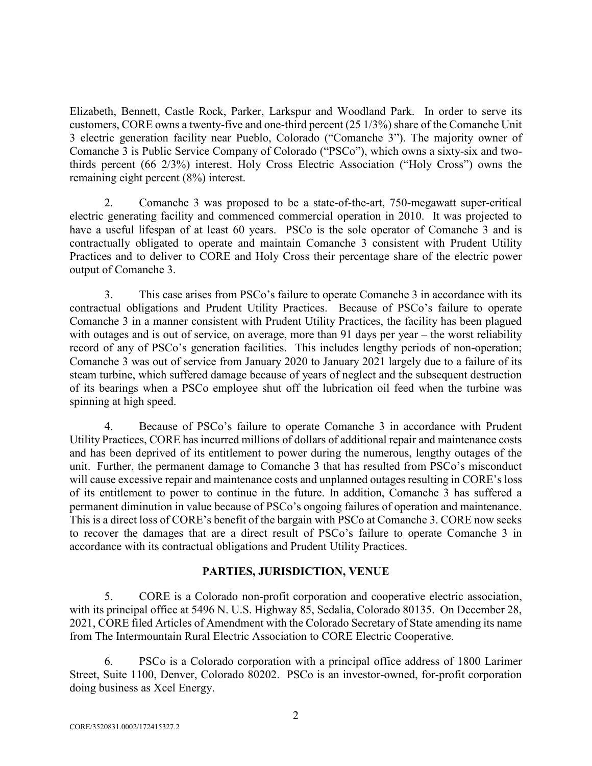Elizabeth, Bennett, Castle Rock, Parker, Larkspur and Woodland Park. In order to serve its customers, CORE owns a twenty-five and one-third percent (25 1/3%) share of the Comanche Unit 3 electric generation facility near Pueblo, Colorado ("Comanche 3"). The majority owner of Comanche 3 is Public Service Company of Colorado ("PSCo"), which owns a sixty-six and two-thirds percent (66 2/3%) interest. Holy Cross Electric Association ("Holy Cross") owns the remaining eight percent (8%) interest.

2. Comanche 3 was proposed to be a state-of-the-art, 750-megawatt super-critical electric generating facility and commenced commercial operation in 2010. It was projected to have a useful lifespan of at least 60 years. PSCo is the sole operator of Comanche 3 and is contractually obligated to operate and maintain Comanche 3 consistent with Prudent Utility Practices and to deliver to CORE and Holy Cross their percentage share of the electric power output of Comanche 3.

3. This case arises from PSCo's failure to operate Comanche 3 in accordance with its contractual obligations and Prudent Utility Practices. Because of PSCo's failure to operate Comanche 3 in a manner consistent with Prudent Utility Practices, the facility has been plagued with outages and is out of service, on average, more than 91 days per year – the worst reliability record of any of PSCo's generation facilities. This includes lengthy periods of non-operation; Comanche 3 was out of service from January 2020 to January 2021 largely due to a failure of its steam turbine, which suffered damage because of years of neglect and the subsequent destruction of its bearings when a PSCo employee shut off the lubrication oil feed when the turbine was spinning at high speed.

4. Because of PSCo's failure to operate Comanche 3 in accordance with Prudent Utility Practices, CORE has incurred millions of dollars of additional repair and maintenance costs and has been deprived of its entitlement to power during the numerous, lengthy outages of the unit. Further, the permanent damage to Comanche 3 that has resulted from PSCo's misconduct will cause excessive repair and maintenance costs and unplanned outages resulting in CORE's loss of its entitlement to power to continue in the future. In addition, Comanche 3 has suffered a permanent diminution in value because of PSCo's ongoing failures of operation and maintenance. This is a direct loss of CORE's benefit of the bargain with PSCo at Comanche 3. CORE now seeks to recover the damages that are a direct result of PSCo's failure to operate Comanche 3 in accordance with its contractual obligations and Prudent Utility Practices.

## PARTIES, JURISDICTION, VENUE

5. CORE is a Colorado non-profit corporation and cooperative electric association, with its principal office at 5496 N. U.S. Highway 85, Sedalia, Colorado 80135. On December 28, 2021, CORE filed Articles of Amendment with the Colorado Secretary of State amending its name from The Intermountain Rural Electric Association to CORE Electric Cooperative.

6. PSCo is a Colorado corporation with a principal office address of 1800 Larimer Street, Suite 1100, Denver, Colorado 80202. PSCo is an investor-owned, for-profit corporation doing business as Xcel Energy.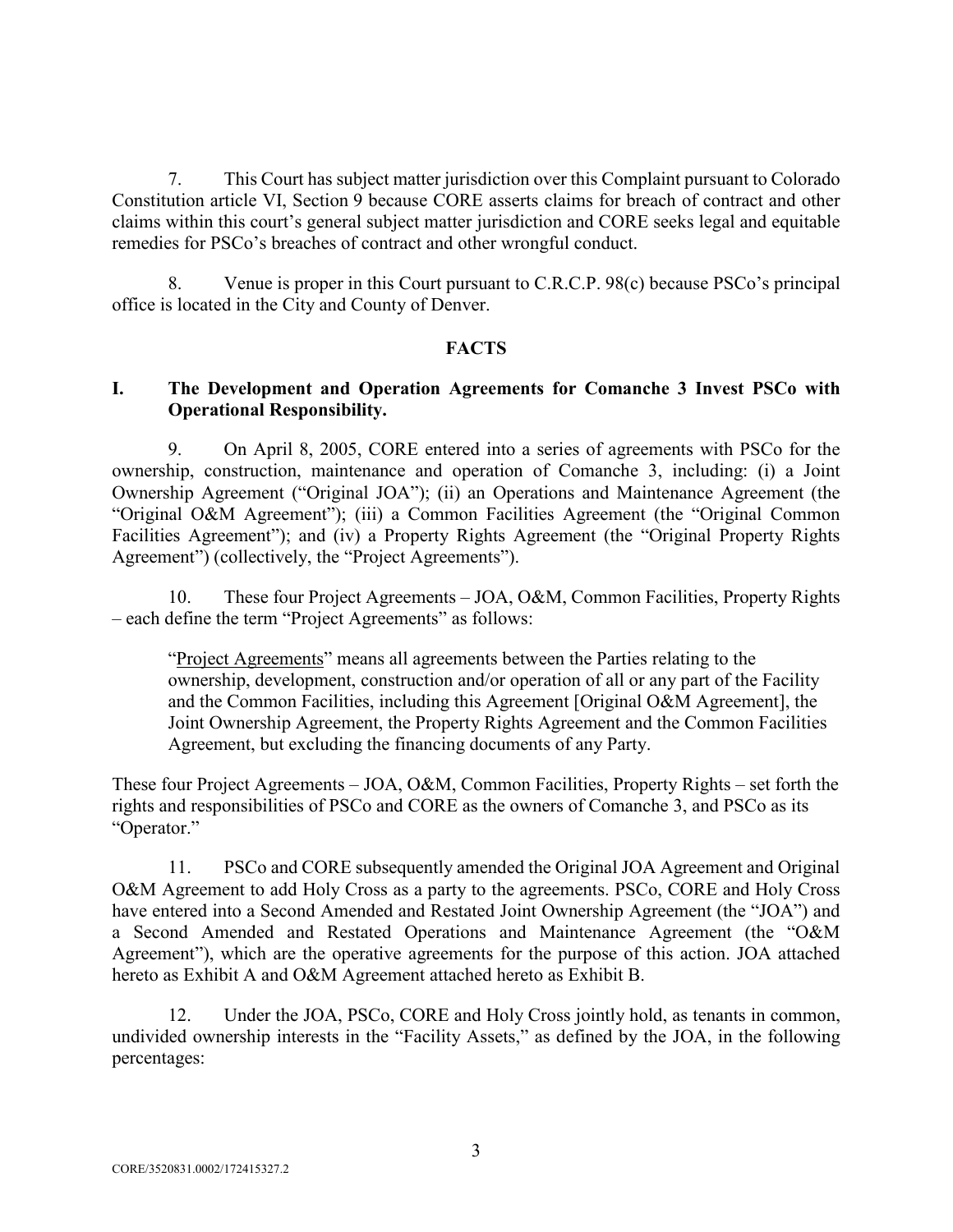7. This Court has subject matter jurisdiction over this Complaint pursuant to Colorado Constitution article VI, Section 9 because CORE asserts claims for breach of contract and other claims within this court's general subject matter jurisdiction and CORE seeks legal and equitable remedies for PSCo's breaches of contract and other wrongful conduct.

8. Venue is proper in this Court pursuant to C.R.C.P. 98(c) because PSCo's principal office is located in the City and County of Denver.

## FACTS

### I. The Development and Operation Agreements for Comanche 3 Invest PSCo with Operational Responsibility.

9. On April 8, 2005, CORE entered into a series of agreements with PSCo for the ownership, construction, maintenance and operation of Comanche 3, including: (i) a Joint Ownership Agreement ("Original JOA"); (ii) an Operations and Maintenance Agreement (the "Original O&M Agreement"); (iii) a Common Facilities Agreement (the "Original Common Facilities Agreement"); and (iv) a Property Rights Agreement (the "Original Property Rights Agreement") (collectively, the "Project Agreements").

10. These four Project Agreements – JOA, O&M, Common Facilities, Property Rights – each define the term "Project Agreements" as follows:

> "Project Agreements" means all agreements between the Parties relating to the ownership, development, construction and/or operation of all or any part of the Facility and the Common Facilities, including this Agreement [Original O&M Agreement], the Joint Ownership Agreement, the Property Rights Agreement and the Common Facilities Agreement, but excluding the financing documents of any Party.

These four Project Agreements – JOA, O&M, Common Facilities, Property Rights – set forth the rights and responsibilities of PSCo and CORE as the owners of Comanche 3, and PSCo as its "Operator."

11. PSCo and CORE subsequently amended the Original JOA Agreement and Original O&M Agreement to add Holy Cross as a party to the agreements. PSCo, CORE and Holy Cross have entered into a Second Amended and Restated Joint Ownership Agreement (the "JOA") and a Second Amended and Restated Operations and Maintenance Agreement (the "O&M Agreement"), which are the operative agreements for the purpose of this action. JOA attached hereto as Exhibit A and O&M Agreement attached hereto as Exhibit B.

12. Under the JOA, PSCo, CORE and Holy Cross jointly hold, as tenants in common, undivided ownership interests in the "Facility Assets," as defined by the JOA, in the following percentages: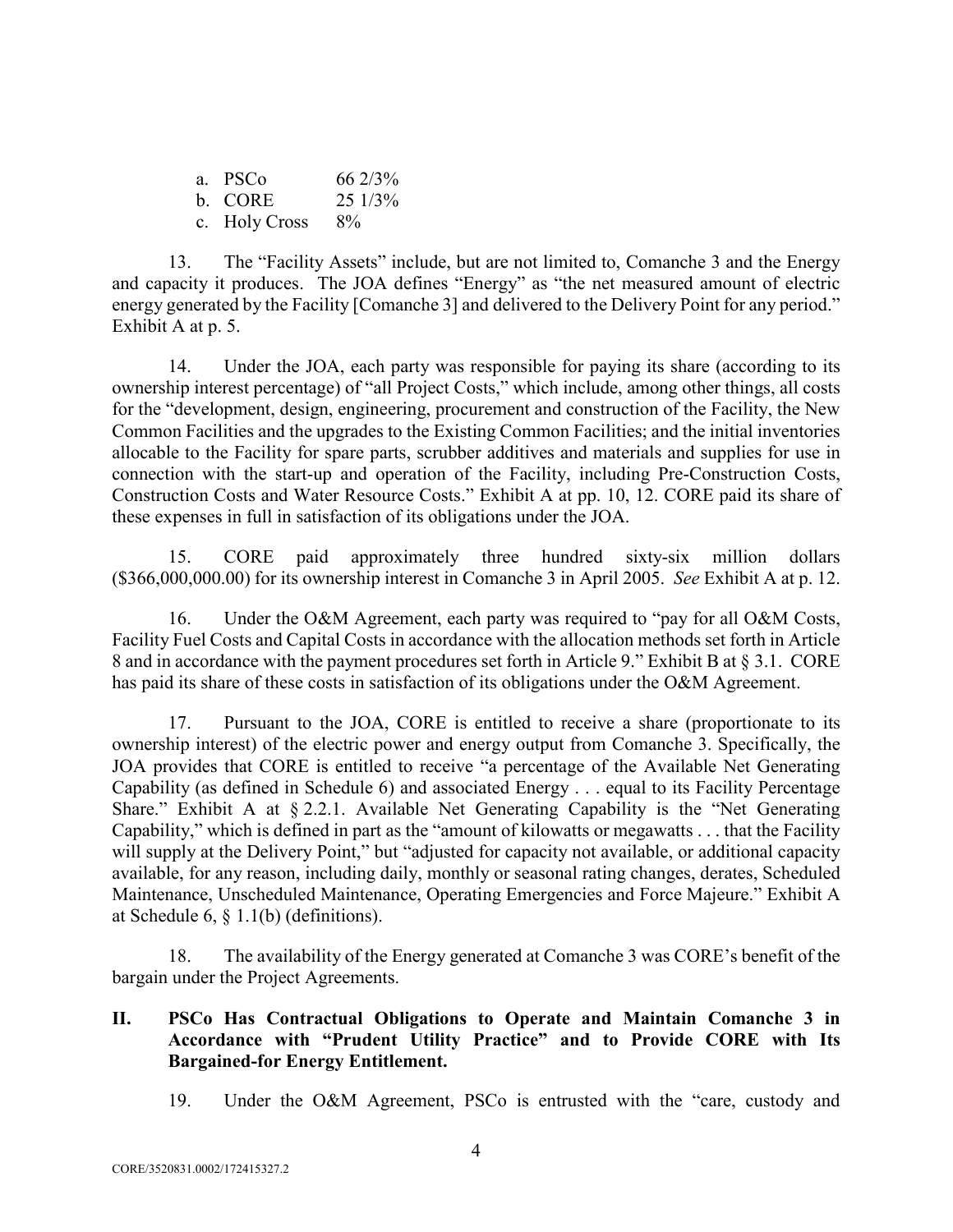a. PSCo 66 2/3%
b. CORE 25 1/3%
c. Holy Cross 8%

13. The "Facility Assets" include, but are not limited to, Comanche 3 and the Energy and capacity it produces. The JOA defines "Energy" as "the net measured amount of electric energy generated by the Facility [Comanche 3] and delivered to the Delivery Point for any period." Exhibit A at p. 5.

14. Under the JOA, each party was responsible for paying its share (according to its ownership interest percentage) of "all Project Costs," which include, among other things, all costs for the "development, design, engineering, procurement and construction of the Facility, the New Common Facilities and the upgrades to the Existing Common Facilities; and the initial inventories allocable to the Facility for spare parts, scrubber additives and materials and supplies for use in connection with the start-up and operation of the Facility, including Pre-Construction Costs, Construction Costs and Water Resource Costs." Exhibit A at pp. 10, 12. CORE paid its share of these expenses in full in satisfaction of its obligations under the JOA.

15. CORE paid approximately three hundred sixty-six million dollars ($366,000,000.00) for its ownership interest in Comanche 3 in April 2005. *See* Exhibit A at p. 12.

16. Under the O&M Agreement, each party was required to "pay for all O&M Costs, Facility Fuel Costs and Capital Costs in accordance with the allocation methods set forth in Article 8 and in accordance with the payment procedures set forth in Article 9." Exhibit B at § 3.1. CORE has paid its share of these costs in satisfaction of its obligations under the O&M Agreement.

17. Pursuant to the JOA, CORE is entitled to receive a share (proportionate to its ownership interest) of the electric power and energy output from Comanche 3. Specifically, the JOA provides that CORE is entitled to receive "a percentage of the Available Net Generating Capability (as defined in Schedule 6) and associated Energy . . . equal to its Facility Percentage Share." Exhibit A at § 2.2.1. Available Net Generating Capability is the "Net Generating Capability," which is defined in part as the "amount of kilowatts or megawatts . . . that the Facility will supply at the Delivery Point," but "adjusted for capacity not available, or additional capacity available, for any reason, including daily, monthly or seasonal rating changes, derates, Scheduled Maintenance, Unscheduled Maintenance, Operating Emergencies and Force Majeure." Exhibit A at Schedule 6, § 1.1(b) (definitions).

18. The availability of the Energy generated at Comanche 3 was CORE's benefit of the bargain under the Project Agreements.

## II. PSCo Has Contractual Obligations to Operate and Maintain Comanche 3 in Accordance with "Prudent Utility Practice" and to Provide CORE with Its Bargained-for Energy Entitlement.

19. Under the O&M Agreement, PSCo is entrusted with the "care, custody and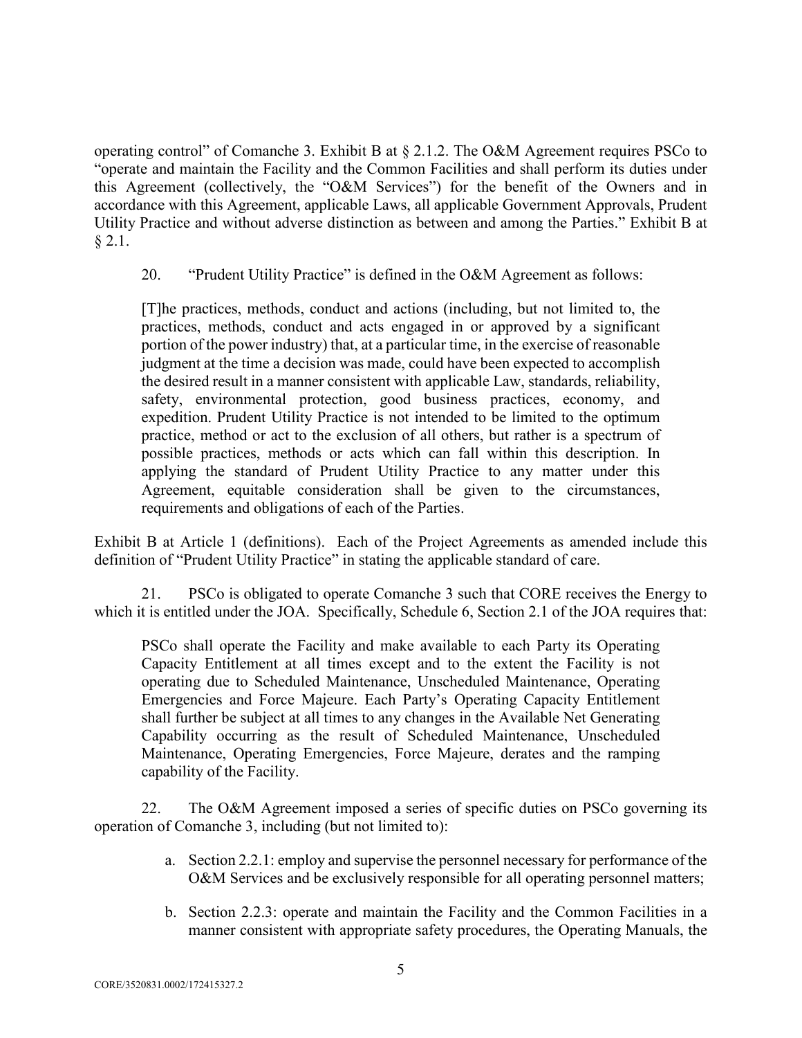operating control" of Comanche 3. Exhibit B at § 2.1.2. The O&M Agreement requires PSCo to "operate and maintain the Facility and the Common Facilities and shall perform its duties under this Agreement (collectively, the "O&M Services") for the benefit of the Owners and in accordance with this Agreement, applicable Laws, all applicable Government Approvals, Prudent Utility Practice and without adverse distinction as between and among the Parties." Exhibit B at § 2.1.

20. "Prudent Utility Practice" is defined in the O&M Agreement as follows:

> [T]he practices, methods, conduct and actions (including, but not limited to, the practices, methods, conduct and acts engaged in or approved by a significant portion of the power industry) that, at a particular time, in the exercise of reasonable judgment at the time a decision was made, could have been expected to accomplish the desired result in a manner consistent with applicable Law, standards, reliability, safety, environmental protection, good business practices, economy, and expedition. Prudent Utility Practice is not intended to be limited to the optimum practice, method or act to the exclusion of all others, but rather is a spectrum of possible practices, methods or acts which can fall within this description. In applying the standard of Prudent Utility Practice to any matter under this Agreement, equitable consideration shall be given to the circumstances, requirements and obligations of each of the Parties.

Exhibit B at Article 1 (definitions). Each of the Project Agreements as amended include this definition of "Prudent Utility Practice" in stating the applicable standard of care.

21. PSCo is obligated to operate Comanche 3 such that CORE receives the Energy to which it is entitled under the JOA. Specifically, Schedule 6, Section 2.1 of the JOA requires that:

> PSCo shall operate the Facility and make available to each Party its Operating Capacity Entitlement at all times except and to the extent the Facility is not operating due to Scheduled Maintenance, Unscheduled Maintenance, Operating Emergencies and Force Majeure. Each Party's Operating Capacity Entitlement shall further be subject at all times to any changes in the Available Net Generating Capability occurring as the result of Scheduled Maintenance, Unscheduled Maintenance, Operating Emergencies, Force Majeure, derates and the ramping capability of the Facility.

22. The O&M Agreement imposed a series of specific duties on PSCo governing its operation of Comanche 3, including (but not limited to):

a. Section 2.2.1: employ and supervise the personnel necessary for performance of the O&M Services and be exclusively responsible for all operating personnel matters;

b. Section 2.2.3: operate and maintain the Facility and the Common Facilities in a manner consistent with appropriate safety procedures, the Operating Manuals, the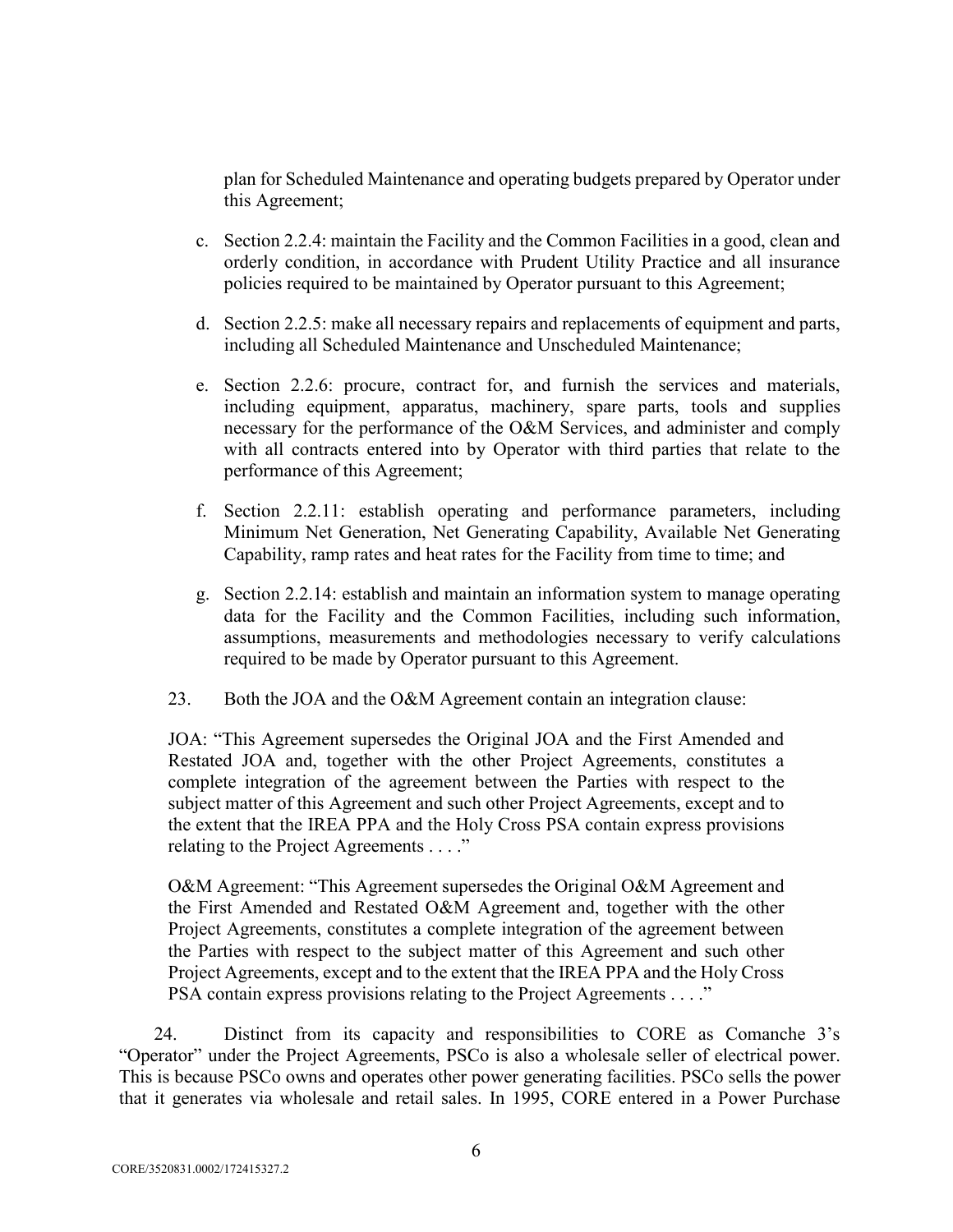plan for Scheduled Maintenance and operating budgets prepared by Operator under this Agreement;

c. Section 2.2.4: maintain the Facility and the Common Facilities in a good, clean and orderly condition, in accordance with Prudent Utility Practice and all insurance policies required to be maintained by Operator pursuant to this Agreement;

d. Section 2.2.5: make all necessary repairs and replacements of equipment and parts, including all Scheduled Maintenance and Unscheduled Maintenance;

e. Section 2.2.6: procure, contract for, and furnish the services and materials, including equipment, apparatus, machinery, spare parts, tools and supplies necessary for the performance of the O&M Services, and administer and comply with all contracts entered into by Operator with third parties that relate to the performance of this Agreement;

f. Section 2.2.11: establish operating and performance parameters, including Minimum Net Generation, Net Generating Capability, Available Net Generating Capability, ramp rates and heat rates for the Facility from time to time; and

g. Section 2.2.14: establish and maintain an information system to manage operating data for the Facility and the Common Facilities, including such information, assumptions, measurements and methodologies necessary to verify calculations required to be made by Operator pursuant to this Agreement.

23. Both the JOA and the O&M Agreement contain an integration clause:

> JOA: "This Agreement supersedes the Original JOA and the First Amended and Restated JOA and, together with the other Project Agreements, constitutes a complete integration of the agreement between the Parties with respect to the subject matter of this Agreement and such other Project Agreements, except and to the extent that the IREA PPA and the Holy Cross PSA contain express provisions relating to the Project Agreements . . . ."
>
> O&M Agreement: "This Agreement supersedes the Original O&M Agreement and the First Amended and Restated O&M Agreement and, together with the other Project Agreements, constitutes a complete integration of the agreement between the Parties with respect to the subject matter of this Agreement and such other Project Agreements, except and to the extent that the IREA PPA and the Holy Cross PSA contain express provisions relating to the Project Agreements . . . ."

24. Distinct from its capacity and responsibilities to CORE as Comanche 3's "Operator" under the Project Agreements, PSCo is also a wholesale seller of electrical power. This is because PSCo owns and operates other power generating facilities. PSCo sells the power that it generates via wholesale and retail sales. In 1995, CORE entered in a Power Purchase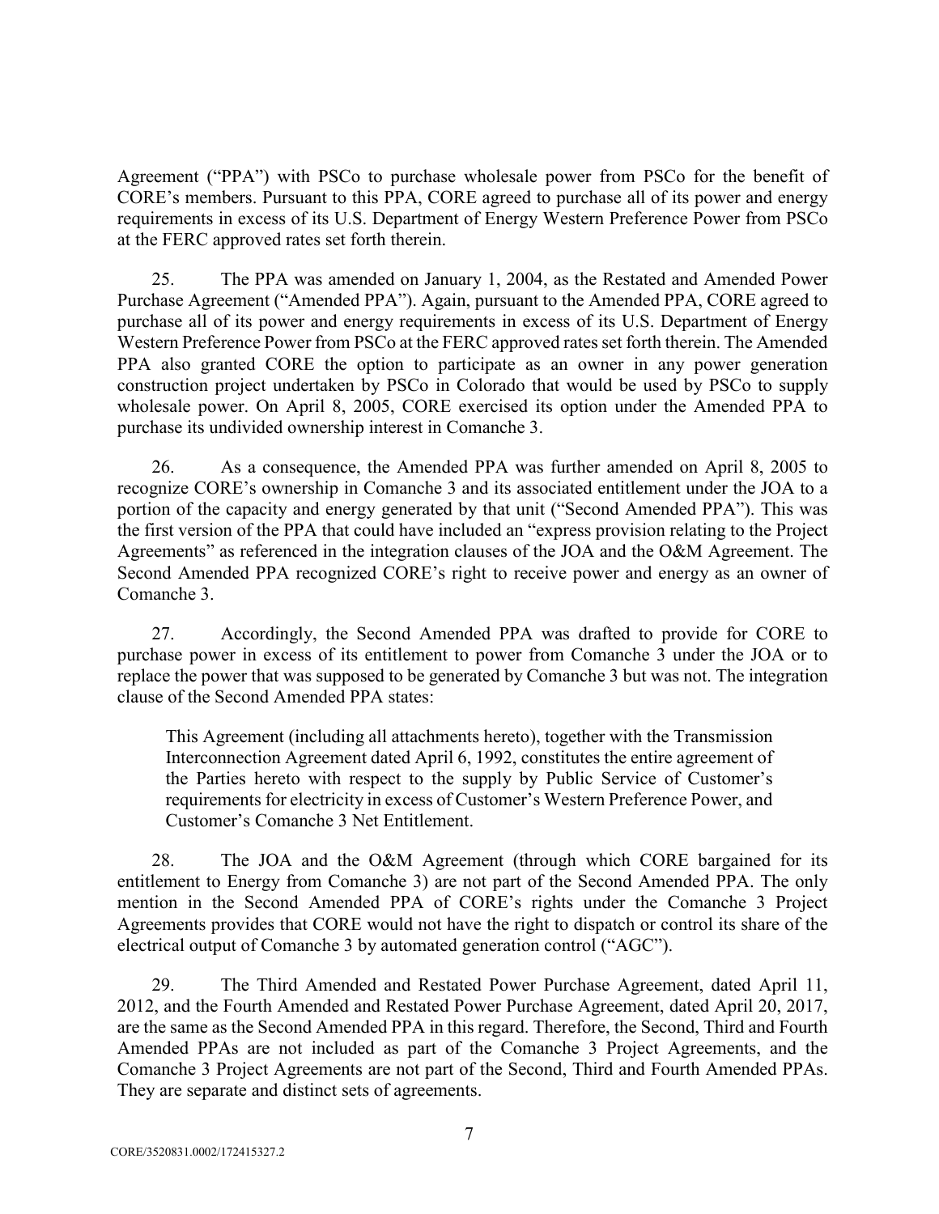Agreement ("PPA") with PSCo to purchase wholesale power from PSCo for the benefit of CORE's members. Pursuant to this PPA, CORE agreed to purchase all of its power and energy requirements in excess of its U.S. Department of Energy Western Preference Power from PSCo at the FERC approved rates set forth therein.

25. The PPA was amended on January 1, 2004, as the Restated and Amended Power Purchase Agreement ("Amended PPA"). Again, pursuant to the Amended PPA, CORE agreed to purchase all of its power and energy requirements in excess of its U.S. Department of Energy Western Preference Power from PSCo at the FERC approved rates set forth therein. The Amended PPA also granted CORE the option to participate as an owner in any power generation construction project undertaken by PSCo in Colorado that would be used by PSCo to supply wholesale power. On April 8, 2005, CORE exercised its option under the Amended PPA to purchase its undivided ownership interest in Comanche 3.

26. As a consequence, the Amended PPA was further amended on April 8, 2005 to recognize CORE's ownership in Comanche 3 and its associated entitlement under the JOA to a portion of the capacity and energy generated by that unit ("Second Amended PPA"). This was the first version of the PPA that could have included an "express provision relating to the Project Agreements" as referenced in the integration clauses of the JOA and the O&M Agreement. The Second Amended PPA recognized CORE's right to receive power and energy as an owner of Comanche 3.

27. Accordingly, the Second Amended PPA was drafted to provide for CORE to purchase power in excess of its entitlement to power from Comanche 3 under the JOA or to replace the power that was supposed to be generated by Comanche 3 but was not. The integration clause of the Second Amended PPA states:

> This Agreement (including all attachments hereto), together with the Transmission Interconnection Agreement dated April 6, 1992, constitutes the entire agreement of the Parties hereto with respect to the supply by Public Service of Customer's requirements for electricity in excess of Customer's Western Preference Power, and Customer's Comanche 3 Net Entitlement.

28. The JOA and the O&M Agreement (through which CORE bargained for its entitlement to Energy from Comanche 3) are not part of the Second Amended PPA. The only mention in the Second Amended PPA of CORE's rights under the Comanche 3 Project Agreements provides that CORE would not have the right to dispatch or control its share of the electrical output of Comanche 3 by automated generation control ("AGC").

29. The Third Amended and Restated Power Purchase Agreement, dated April 11, 2012, and the Fourth Amended and Restated Power Purchase Agreement, dated April 20, 2017, are the same as the Second Amended PPA in this regard. Therefore, the Second, Third and Fourth Amended PPAs are not included as part of the Comanche 3 Project Agreements, and the Comanche 3 Project Agreements are not part of the Second, Third and Fourth Amended PPAs. They are separate and distinct sets of agreements.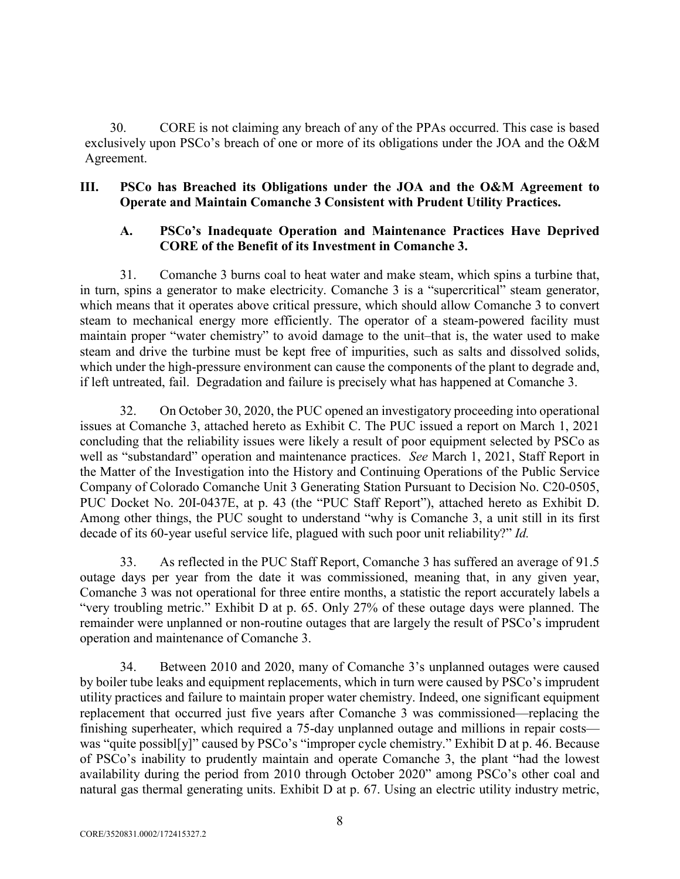30. CORE is not claiming any breach of any of the PPAs occurred. This case is based exclusively upon PSCo's breach of one or more of its obligations under the JOA and the O&M Agreement.

## III. PSCo has Breached its Obligations under the JOA and the O&M Agreement to Operate and Maintain Comanche 3 Consistent with Prudent Utility Practices.

### A. PSCo's Inadequate Operation and Maintenance Practices Have Deprived CORE of the Benefit of its Investment in Comanche 3.

31. Comanche 3 burns coal to heat water and make steam, which spins a turbine that, in turn, spins a generator to make electricity. Comanche 3 is a "supercritical" steam generator, which means that it operates above critical pressure, which should allow Comanche 3 to convert steam to mechanical energy more efficiently. The operator of a steam-powered facility must maintain proper "water chemistry" to avoid damage to the unit–that is, the water used to make steam and drive the turbine must be kept free of impurities, such as salts and dissolved solids, which under the high-pressure environment can cause the components of the plant to degrade and, if left untreated, fail. Degradation and failure is precisely what has happened at Comanche 3.

32. On October 30, 2020, the PUC opened an investigatory proceeding into operational issues at Comanche 3, attached hereto as Exhibit C. The PUC issued a report on March 1, 2021 concluding that the reliability issues were likely a result of poor equipment selected by PSCo as well as "substandard" operation and maintenance practices. *See* March 1, 2021, Staff Report in the Matter of the Investigation into the History and Continuing Operations of the Public Service Company of Colorado Comanche Unit 3 Generating Station Pursuant to Decision No. C20-0505, PUC Docket No. 20I-0437E, at p. 43 (the "PUC Staff Report"), attached hereto as Exhibit D. Among other things, the PUC sought to understand "why is Comanche 3, a unit still in its first decade of its 60-year useful service life, plagued with such poor unit reliability?" *Id.*

33. As reflected in the PUC Staff Report, Comanche 3 has suffered an average of 91.5 outage days per year from the date it was commissioned, meaning that, in any given year, Comanche 3 was not operational for three entire months, a statistic the report accurately labels a "very troubling metric." Exhibit D at p. 65. Only 27% of these outage days were planned. The remainder were unplanned or non-routine outages that are largely the result of PSCo's imprudent operation and maintenance of Comanche 3.

34. Between 2010 and 2020, many of Comanche 3's unplanned outages were caused by boiler tube leaks and equipment replacements, which in turn were caused by PSCo's imprudent utility practices and failure to maintain proper water chemistry. Indeed, one significant equipment replacement that occurred just five years after Comanche 3 was commissioned—replacing the finishing superheater, which required a 75-day unplanned outage and millions in repair costs—was "quite possibl[y]" caused by PSCo's "improper cycle chemistry." Exhibit D at p. 46. Because of PSCo's inability to prudently maintain and operate Comanche 3, the plant "had the lowest availability during the period from 2010 through October 2020" among PSCo's other coal and natural gas thermal generating units. Exhibit D at p. 67. Using an electric utility industry metric,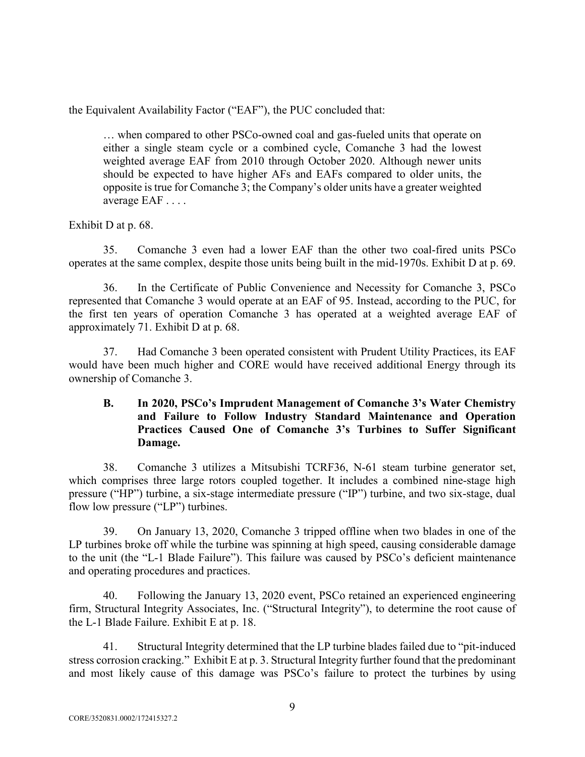the Equivalent Availability Factor ("EAF"), the PUC concluded that:

> … when compared to other PSCo-owned coal and gas-fueled units that operate on either a single steam cycle or a combined cycle, Comanche 3 had the lowest weighted average EAF from 2010 through October 2020. Although newer units should be expected to have higher AFs and EAFs compared to older units, the opposite is true for Comanche 3; the Company's older units have a greater weighted average EAF . . . .

Exhibit D at p. 68.

35. Comanche 3 even had a lower EAF than the other two coal-fired units PSCo operates at the same complex, despite those units being built in the mid-1970s. Exhibit D at p. 69.

36. In the Certificate of Public Convenience and Necessity for Comanche 3, PSCo represented that Comanche 3 would operate at an EAF of 95. Instead, according to the PUC, for the first ten years of operation Comanche 3 has operated at a weighted average EAF of approximately 71. Exhibit D at p. 68.

37. Had Comanche 3 been operated consistent with Prudent Utility Practices, its EAF would have been much higher and CORE would have received additional Energy through its ownership of Comanche 3.

### B. In 2020, PSCo's Imprudent Management of Comanche 3's Water Chemistry and Failure to Follow Industry Standard Maintenance and Operation Practices Caused One of Comanche 3's Turbines to Suffer Significant Damage.

38. Comanche 3 utilizes a Mitsubishi TCRF36, N-61 steam turbine generator set, which comprises three large rotors coupled together. It includes a combined nine-stage high pressure ("HP") turbine, a six-stage intermediate pressure ("IP") turbine, and two six-stage, dual flow low pressure ("LP") turbines.

39. On January 13, 2020, Comanche 3 tripped offline when two blades in one of the LP turbines broke off while the turbine was spinning at high speed, causing considerable damage to the unit (the "L-1 Blade Failure"). This failure was caused by PSCo's deficient maintenance and operating procedures and practices.

40. Following the January 13, 2020 event, PSCo retained an experienced engineering firm, Structural Integrity Associates, Inc. ("Structural Integrity"), to determine the root cause of the L-1 Blade Failure. Exhibit E at p. 18.

41. Structural Integrity determined that the LP turbine blades failed due to "pit-induced stress corrosion cracking." Exhibit E at p. 3. Structural Integrity further found that the predominant and most likely cause of this damage was PSCo's failure to protect the turbines by using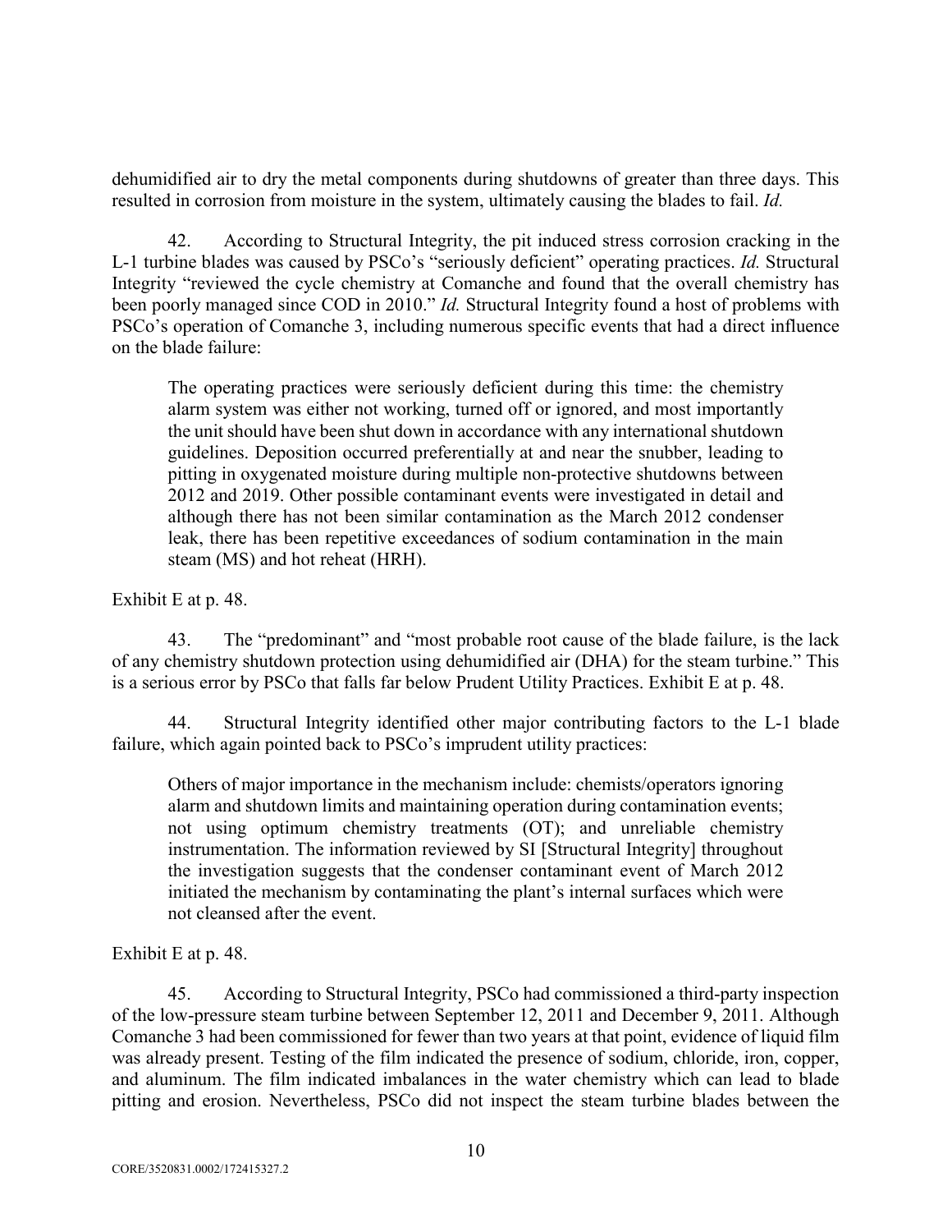dehumidified air to dry the metal components during shutdowns of greater than three days. This resulted in corrosion from moisture in the system, ultimately causing the blades to fail. *Id.*

42. According to Structural Integrity, the pit induced stress corrosion cracking in the L-1 turbine blades was caused by PSCo's "seriously deficient" operating practices. *Id.* Structural Integrity "reviewed the cycle chemistry at Comanche and found that the overall chemistry has been poorly managed since COD in 2010." *Id.* Structural Integrity found a host of problems with PSCo's operation of Comanche 3, including numerous specific events that had a direct influence on the blade failure:

> The operating practices were seriously deficient during this time: the chemistry alarm system was either not working, turned off or ignored, and most importantly the unit should have been shut down in accordance with any international shutdown guidelines. Deposition occurred preferentially at and near the snubber, leading to pitting in oxygenated moisture during multiple non-protective shutdowns between 2012 and 2019. Other possible contaminant events were investigated in detail and although there has not been similar contamination as the March 2012 condenser leak, there has been repetitive exceedances of sodium contamination in the main steam (MS) and hot reheat (HRH).

Exhibit E at p. 48.

43. The "predominant" and "most probable root cause of the blade failure, is the lack of any chemistry shutdown protection using dehumidified air (DHA) for the steam turbine." This is a serious error by PSCo that falls far below Prudent Utility Practices. Exhibit E at p. 48.

44. Structural Integrity identified other major contributing factors to the L-1 blade failure, which again pointed back to PSCo's imprudent utility practices:

> Others of major importance in the mechanism include: chemists/operators ignoring alarm and shutdown limits and maintaining operation during contamination events; not using optimum chemistry treatments (OT); and unreliable chemistry instrumentation. The information reviewed by SI [Structural Integrity] throughout the investigation suggests that the condenser contaminant event of March 2012 initiated the mechanism by contaminating the plant's internal surfaces which were not cleansed after the event.

Exhibit E at p. 48.

45. According to Structural Integrity, PSCo had commissioned a third-party inspection of the low-pressure steam turbine between September 12, 2011 and December 9, 2011. Although Comanche 3 had been commissioned for fewer than two years at that point, evidence of liquid film was already present. Testing of the film indicated the presence of sodium, chloride, iron, copper, and aluminum. The film indicated imbalances in the water chemistry which can lead to blade pitting and erosion. Nevertheless, PSCo did not inspect the steam turbine blades between the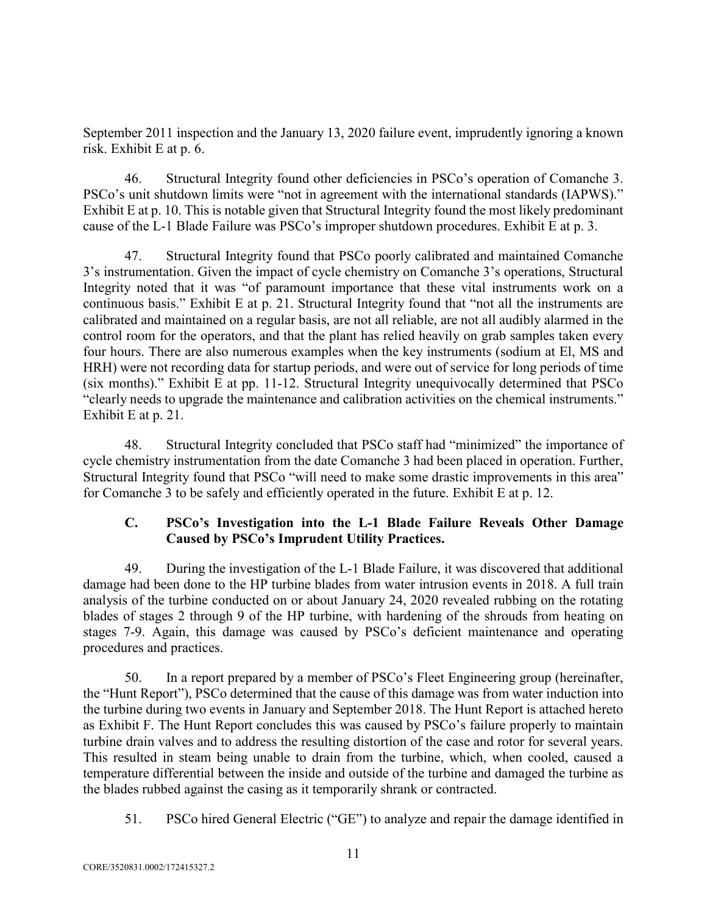September 2011 inspection and the January 13, 2020 failure event, imprudently ignoring a known risk. Exhibit E at p. 6.

46. Structural Integrity found other deficiencies in PSCo's operation of Comanche 3. PSCo's unit shutdown limits were "not in agreement with the international standards (IAPWS)." Exhibit E at p. 10. This is notable given that Structural Integrity found the most likely predominant cause of the L-1 Blade Failure was PSCo's improper shutdown procedures. Exhibit E at p. 3.

47. Structural Integrity found that PSCo poorly calibrated and maintained Comanche 3's instrumentation. Given the impact of cycle chemistry on Comanche 3's operations, Structural Integrity noted that it was "of paramount importance that these vital instruments work on a continuous basis." Exhibit E at p. 21. Structural Integrity found that "not all the instruments are calibrated and maintained on a regular basis, are not all reliable, are not all audibly alarmed in the control room for the operators, and that the plant has relied heavily on grab samples taken every four hours. There are also numerous examples when the key instruments (sodium at El, MS and HRH) were not recording data for startup periods, and were out of service for long periods of time (six months)." Exhibit E at pp. 11-12. Structural Integrity unequivocally determined that PSCo "clearly needs to upgrade the maintenance and calibration activities on the chemical instruments." Exhibit E at p. 21.

48. Structural Integrity concluded that PSCo staff had "minimized" the importance of cycle chemistry instrumentation from the date Comanche 3 had been placed in operation. Further, Structural Integrity found that PSCo "will need to make some drastic improvements in this area" for Comanche 3 to be safely and efficiently operated in the future. Exhibit E at p. 12.

### C. PSCo's Investigation into the L-1 Blade Failure Reveals Other Damage Caused by PSCo's Imprudent Utility Practices.

49. During the investigation of the L-1 Blade Failure, it was discovered that additional damage had been done to the HP turbine blades from water intrusion events in 2018. A full train analysis of the turbine conducted on or about January 24, 2020 revealed rubbing on the rotating blades of stages 2 through 9 of the HP turbine, with hardening of the shrouds from heating on stages 7-9. Again, this damage was caused by PSCo's deficient maintenance and operating procedures and practices.

50. In a report prepared by a member of PSCo's Fleet Engineering group (hereinafter, the "Hunt Report"), PSCo determined that the cause of this damage was from water induction into the turbine during two events in January and September 2018. The Hunt Report is attached hereto as Exhibit F. The Hunt Report concludes this was caused by PSCo's failure properly to maintain turbine drain valves and to address the resulting distortion of the case and rotor for several years. This resulted in steam being unable to drain from the turbine, which, when cooled, caused a temperature differential between the inside and outside of the turbine and damaged the turbine as the blades rubbed against the casing as it temporarily shrank or contracted.

51. PSCo hired General Electric ("GE") to analyze and repair the damage identified in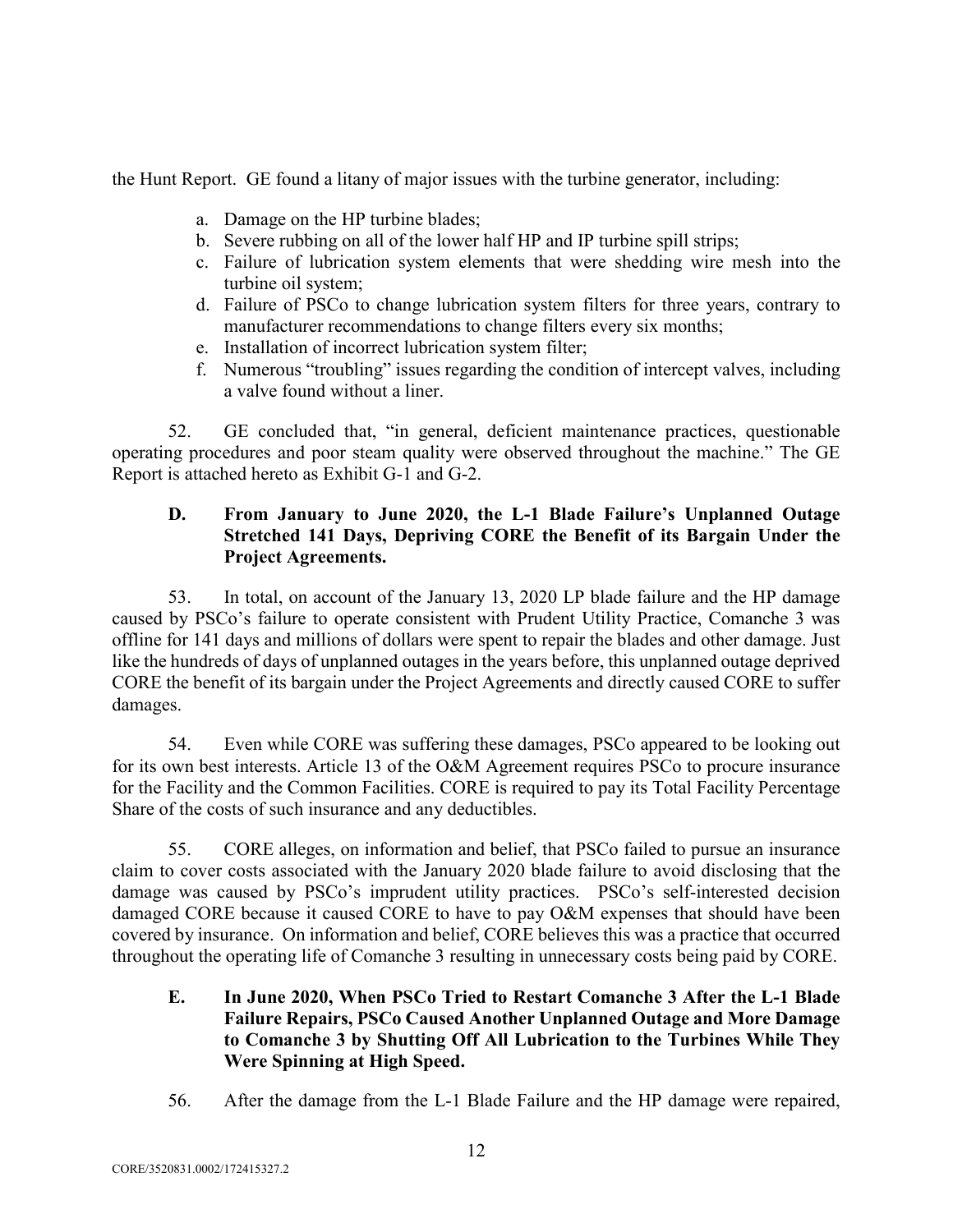the Hunt Report. GE found a litany of major issues with the turbine generator, including:

a. Damage on the HP turbine blades;
b. Severe rubbing on all of the lower half HP and IP turbine spill strips;
c. Failure of lubrication system elements that were shedding wire mesh into the turbine oil system;
d. Failure of PSCo to change lubrication system filters for three years, contrary to manufacturer recommendations to change filters every six months;
e. Installation of incorrect lubrication system filter;
f. Numerous "troubling" issues regarding the condition of intercept valves, including a valve found without a liner.

52. GE concluded that, "in general, deficient maintenance practices, questionable operating procedures and poor steam quality were observed throughout the machine." The GE Report is attached hereto as Exhibit G-1 and G-2.

### D. From January to June 2020, the L-1 Blade Failure's Unplanned Outage Stretched 141 Days, Depriving CORE the Benefit of its Bargain Under the Project Agreements.

53. In total, on account of the January 13, 2020 LP blade failure and the HP damage caused by PSCo's failure to operate consistent with Prudent Utility Practice, Comanche 3 was offline for 141 days and millions of dollars were spent to repair the blades and other damage. Just like the hundreds of days of unplanned outages in the years before, this unplanned outage deprived CORE the benefit of its bargain under the Project Agreements and directly caused CORE to suffer damages.

54. Even while CORE was suffering these damages, PSCo appeared to be looking out for its own best interests. Article 13 of the O&M Agreement requires PSCo to procure insurance for the Facility and the Common Facilities. CORE is required to pay its Total Facility Percentage Share of the costs of such insurance and any deductibles.

55. CORE alleges, on information and belief, that PSCo failed to pursue an insurance claim to cover costs associated with the January 2020 blade failure to avoid disclosing that the damage was caused by PSCo's imprudent utility practices. PSCo's self-interested decision damaged CORE because it caused CORE to have to pay O&M expenses that should have been covered by insurance. On information and belief, CORE believes this was a practice that occurred throughout the operating life of Comanche 3 resulting in unnecessary costs being paid by CORE.

### E. In June 2020, When PSCo Tried to Restart Comanche 3 After the L-1 Blade Failure Repairs, PSCo Caused Another Unplanned Outage and More Damage to Comanche 3 by Shutting Off All Lubrication to the Turbines While They Were Spinning at High Speed.

56. After the damage from the L-1 Blade Failure and the HP damage were repaired,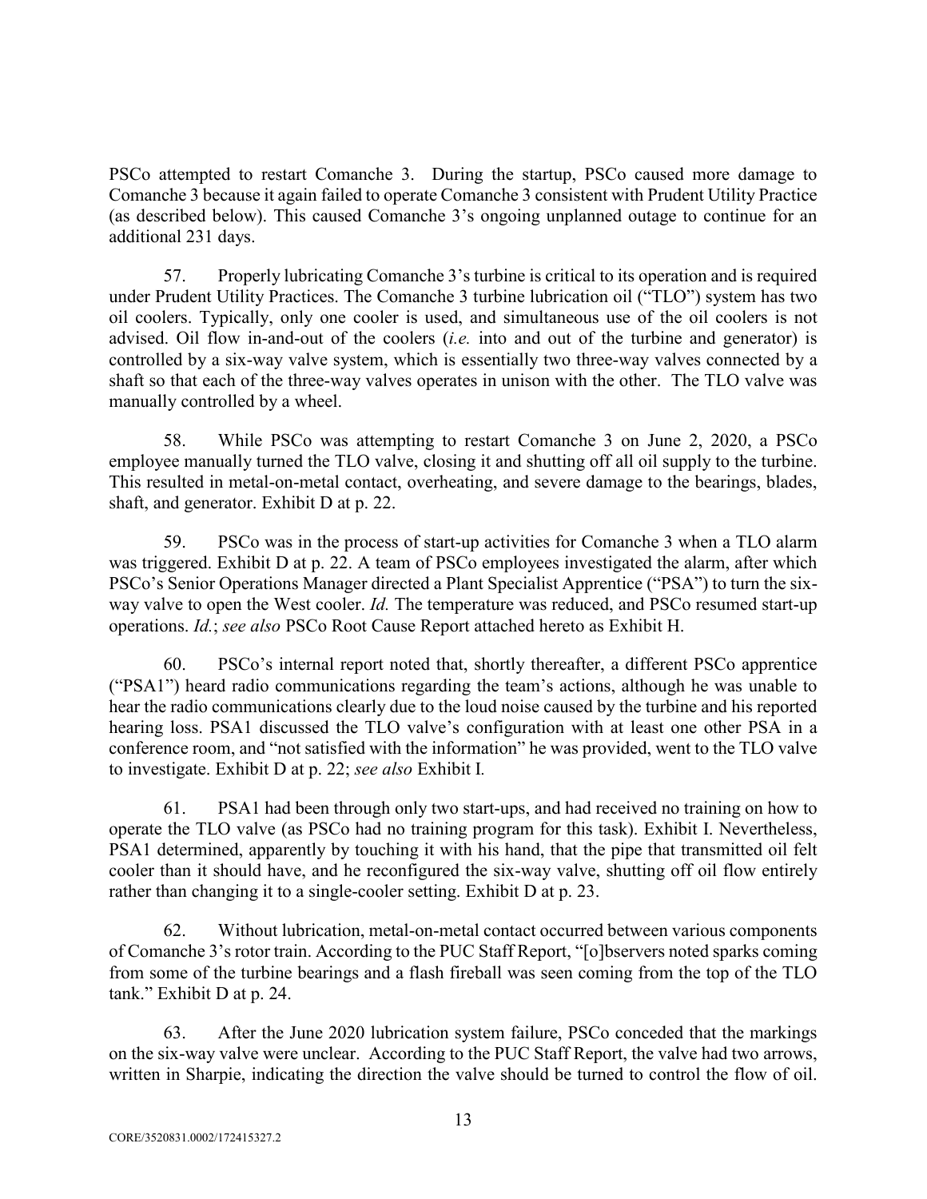PSCo attempted to restart Comanche 3. During the startup, PSCo caused more damage to Comanche 3 because it again failed to operate Comanche 3 consistent with Prudent Utility Practice (as described below). This caused Comanche 3's ongoing unplanned outage to continue for an additional 231 days.

57. Properly lubricating Comanche 3's turbine is critical to its operation and is required under Prudent Utility Practices. The Comanche 3 turbine lubrication oil ("TLO") system has two oil coolers. Typically, only one cooler is used, and simultaneous use of the oil coolers is not advised. Oil flow in-and-out of the coolers (*i.e.* into and out of the turbine and generator) is controlled by a six-way valve system, which is essentially two three-way valves connected by a shaft so that each of the three-way valves operates in unison with the other. The TLO valve was manually controlled by a wheel.

58. While PSCo was attempting to restart Comanche 3 on June 2, 2020, a PSCo employee manually turned the TLO valve, closing it and shutting off all oil supply to the turbine. This resulted in metal-on-metal contact, overheating, and severe damage to the bearings, blades, shaft, and generator. Exhibit D at p. 22.

59. PSCo was in the process of start-up activities for Comanche 3 when a TLO alarm was triggered. Exhibit D at p. 22. A team of PSCo employees investigated the alarm, after which PSCo's Senior Operations Manager directed a Plant Specialist Apprentice ("PSA") to turn the six-way valve to open the West cooler. *Id.* The temperature was reduced, and PSCo resumed start-up operations. *Id.*; *see also* PSCo Root Cause Report attached hereto as Exhibit H.

60. PSCo's internal report noted that, shortly thereafter, a different PSCo apprentice ("PSA1") heard radio communications regarding the team's actions, although he was unable to hear the radio communications clearly due to the loud noise caused by the turbine and his reported hearing loss. PSA1 discussed the TLO valve's configuration with at least one other PSA in a conference room, and "not satisfied with the information" he was provided, went to the TLO valve to investigate. Exhibit D at p. 22; *see also* Exhibit I.

61. PSA1 had been through only two start-ups, and had received no training on how to operate the TLO valve (as PSCo had no training program for this task). Exhibit I. Nevertheless, PSA1 determined, apparently by touching it with his hand, that the pipe that transmitted oil felt cooler than it should have, and he reconfigured the six-way valve, shutting off oil flow entirely rather than changing it to a single-cooler setting. Exhibit D at p. 23.

62. Without lubrication, metal-on-metal contact occurred between various components of Comanche 3's rotor train. According to the PUC Staff Report, "[o]bservers noted sparks coming from some of the turbine bearings and a flash fireball was seen coming from the top of the TLO tank." Exhibit D at p. 24.

63. After the June 2020 lubrication system failure, PSCo conceded that the markings on the six-way valve were unclear. According to the PUC Staff Report, the valve had two arrows, written in Sharpie, indicating the direction the valve should be turned to control the flow of oil.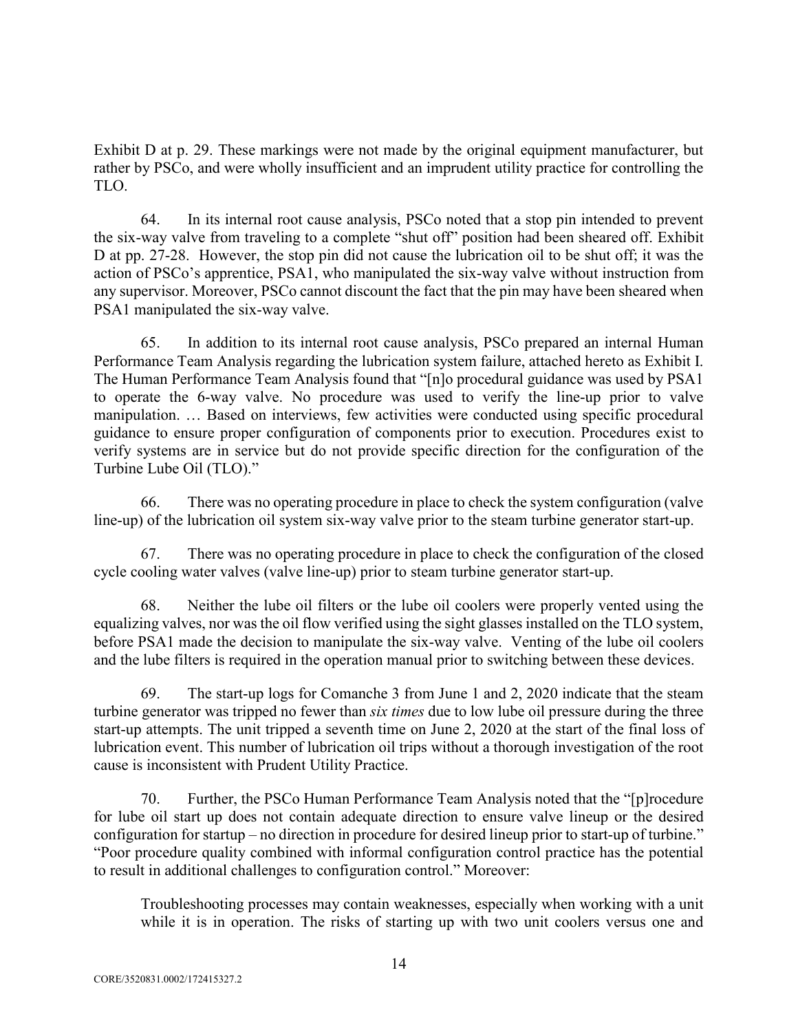Exhibit D at p. 29. These markings were not made by the original equipment manufacturer, but rather by PSCo, and were wholly insufficient and an imprudent utility practice for controlling the TLO.

64. In its internal root cause analysis, PSCo noted that a stop pin intended to prevent the six-way valve from traveling to a complete "shut off" position had been sheared off. Exhibit D at pp. 27-28. However, the stop pin did not cause the lubrication oil to be shut off; it was the action of PSCo's apprentice, PSA1, who manipulated the six-way valve without instruction from any supervisor. Moreover, PSCo cannot discount the fact that the pin may have been sheared when PSA1 manipulated the six-way valve.

65. In addition to its internal root cause analysis, PSCo prepared an internal Human Performance Team Analysis regarding the lubrication system failure, attached hereto as Exhibit I. The Human Performance Team Analysis found that "[n]o procedural guidance was used by PSA1 to operate the 6-way valve. No procedure was used to verify the line-up prior to valve manipulation. … Based on interviews, few activities were conducted using specific procedural guidance to ensure proper configuration of components prior to execution. Procedures exist to verify systems are in service but do not provide specific direction for the configuration of the Turbine Lube Oil (TLO)."

66. There was no operating procedure in place to check the system configuration (valve line-up) of the lubrication oil system six-way valve prior to the steam turbine generator start-up.

67. There was no operating procedure in place to check the configuration of the closed cycle cooling water valves (valve line-up) prior to steam turbine generator start-up.

68. Neither the lube oil filters or the lube oil coolers were properly vented using the equalizing valves, nor was the oil flow verified using the sight glasses installed on the TLO system, before PSA1 made the decision to manipulate the six-way valve. Venting of the lube oil coolers and the lube filters is required in the operation manual prior to switching between these devices.

69. The start-up logs for Comanche 3 from June 1 and 2, 2020 indicate that the steam turbine generator was tripped no fewer than *six times* due to low lube oil pressure during the three start-up attempts. The unit tripped a seventh time on June 2, 2020 at the start of the final loss of lubrication event. This number of lubrication oil trips without a thorough investigation of the root cause is inconsistent with Prudent Utility Practice.

70. Further, the PSCo Human Performance Team Analysis noted that the "[p]rocedure for lube oil start up does not contain adequate direction to ensure valve lineup or the desired configuration for startup – no direction in procedure for desired lineup prior to start-up of turbine." "Poor procedure quality combined with informal configuration control practice has the potential to result in additional challenges to configuration control." Moreover:

> Troubleshooting processes may contain weaknesses, especially when working with a unit while it is in operation. The risks of starting up with two unit coolers versus one and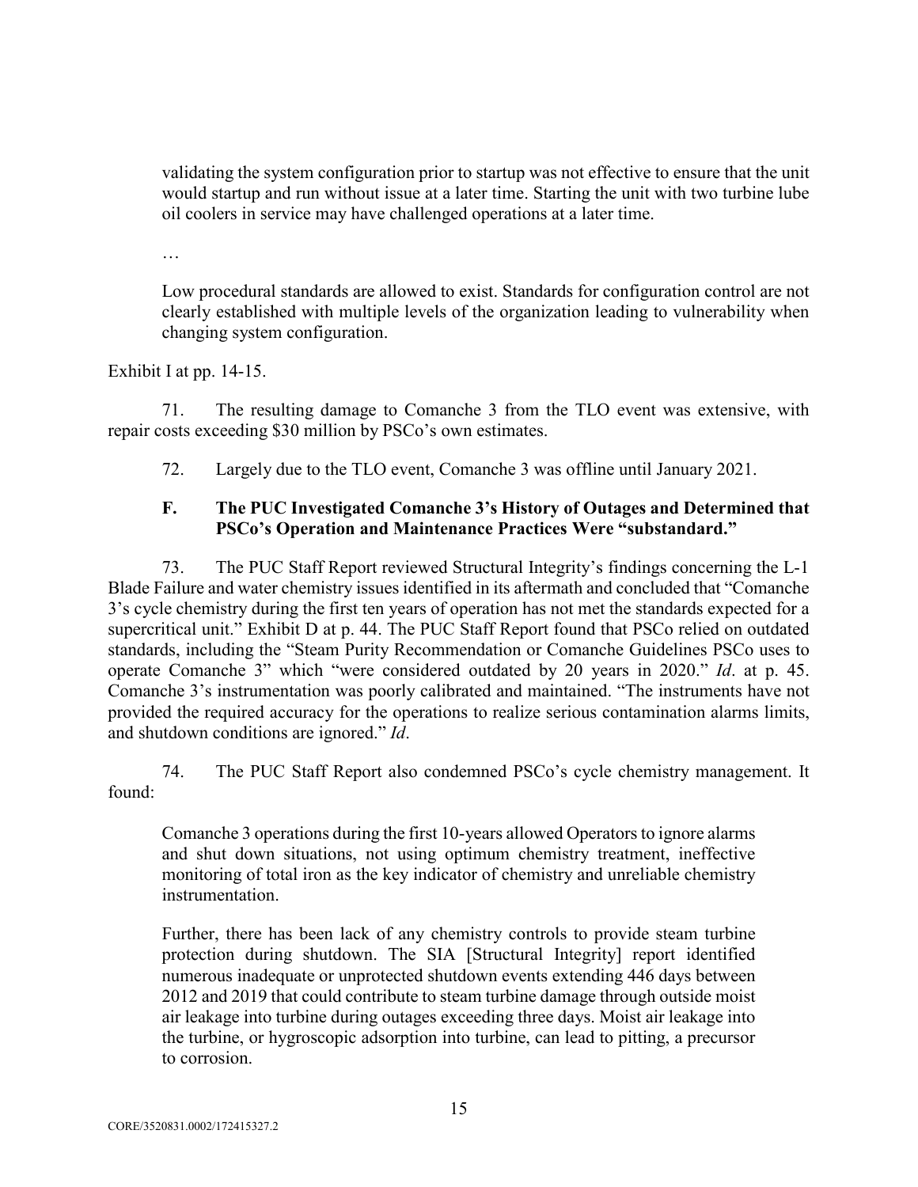> validating the system configuration prior to startup was not effective to ensure that the unit would startup and run without issue at a later time. Starting the unit with two turbine lube oil coolers in service may have challenged operations at a later time.
>
> …
>
> Low procedural standards are allowed to exist. Standards for configuration control are not clearly established with multiple levels of the organization leading to vulnerability when changing system configuration.

Exhibit I at pp. 14-15.

71. The resulting damage to Comanche 3 from the TLO event was extensive, with repair costs exceeding \$30 million by PSCo's own estimates.

72. Largely due to the TLO event, Comanche 3 was offline until January 2021.

### F. The PUC Investigated Comanche 3's History of Outages and Determined that PSCo's Operation and Maintenance Practices Were "substandard."

73. The PUC Staff Report reviewed Structural Integrity's findings concerning the L-1 Blade Failure and water chemistry issues identified in its aftermath and concluded that "Comanche 3's cycle chemistry during the first ten years of operation has not met the standards expected for a supercritical unit." Exhibit D at p. 44. The PUC Staff Report found that PSCo relied on outdated standards, including the "Steam Purity Recommendation or Comanche Guidelines PSCo uses to operate Comanche 3" which "were considered outdated by 20 years in 2020." *Id*. at p. 45. Comanche 3's instrumentation was poorly calibrated and maintained. "The instruments have not provided the required accuracy for the operations to realize serious contamination alarms limits, and shutdown conditions are ignored." *Id*.

74. The PUC Staff Report also condemned PSCo's cycle chemistry management. It found:

> Comanche 3 operations during the first 10-years allowed Operators to ignore alarms and shut down situations, not using optimum chemistry treatment, ineffective monitoring of total iron as the key indicator of chemistry and unreliable chemistry instrumentation.
>
> Further, there has been lack of any chemistry controls to provide steam turbine protection during shutdown. The SIA [Structural Integrity] report identified numerous inadequate or unprotected shutdown events extending 446 days between 2012 and 2019 that could contribute to steam turbine damage through outside moist air leakage into turbine during outages exceeding three days. Moist air leakage into the turbine, or hygroscopic adsorption into turbine, can lead to pitting, a precursor to corrosion.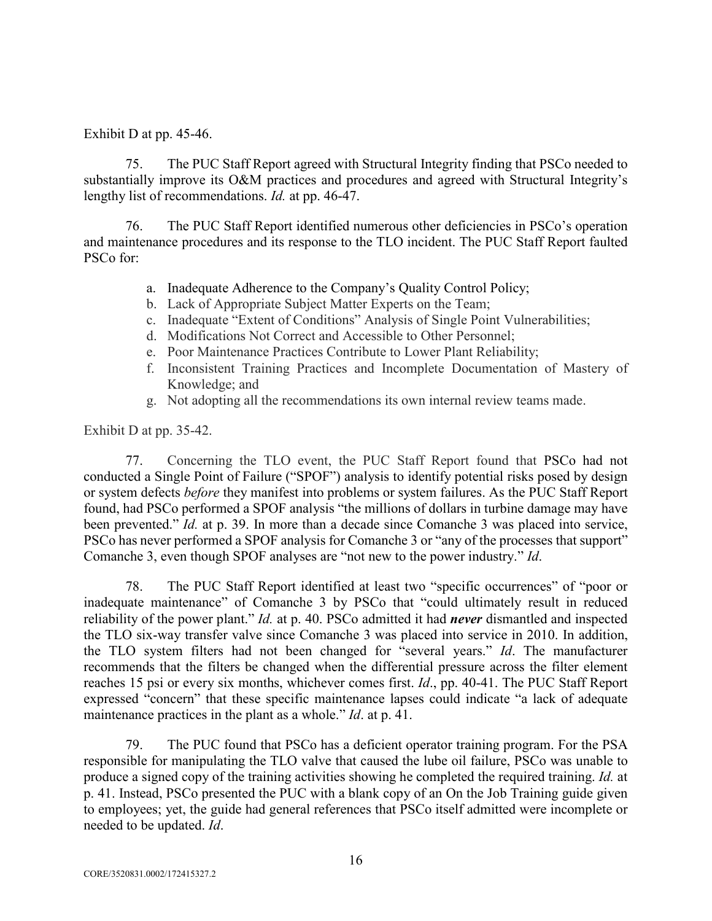Exhibit D at pp. 45-46.

75. The PUC Staff Report agreed with Structural Integrity finding that PSCo needed to substantially improve its O&M practices and procedures and agreed with Structural Integrity's lengthy list of recommendations. *Id.* at pp. 46-47.

76. The PUC Staff Report identified numerous other deficiencies in PSCo's operation and maintenance procedures and its response to the TLO incident. The PUC Staff Report faulted PSCo for:

a. Inadequate Adherence to the Company's Quality Control Policy;
b. Lack of Appropriate Subject Matter Experts on the Team;
c. Inadequate "Extent of Conditions" Analysis of Single Point Vulnerabilities;
d. Modifications Not Correct and Accessible to Other Personnel;
e. Poor Maintenance Practices Contribute to Lower Plant Reliability;
f. Inconsistent Training Practices and Incomplete Documentation of Mastery of Knowledge; and
g. Not adopting all the recommendations its own internal review teams made.

Exhibit D at pp. 35-42.

77. Concerning the TLO event, the PUC Staff Report found that PSCo had not conducted a Single Point of Failure ("SPOF") analysis to identify potential risks posed by design or system defects *before* they manifest into problems or system failures. As the PUC Staff Report found, had PSCo performed a SPOF analysis "the millions of dollars in turbine damage may have been prevented." *Id.* at p. 39. In more than a decade since Comanche 3 was placed into service, PSCo has never performed a SPOF analysis for Comanche 3 or "any of the processes that support" Comanche 3, even though SPOF analyses are "not new to the power industry." *Id*.

78. The PUC Staff Report identified at least two "specific occurrences" of "poor or inadequate maintenance" of Comanche 3 by PSCo that "could ultimately result in reduced reliability of the power plant." *Id.* at p. 40. PSCo admitted it had ***never*** dismantled and inspected the TLO six-way transfer valve since Comanche 3 was placed into service in 2010. In addition, the TLO system filters had not been changed for "several years." *Id*. The manufacturer recommends that the filters be changed when the differential pressure across the filter element reaches 15 psi or every six months, whichever comes first. *Id*., pp. 40-41. The PUC Staff Report expressed "concern" that these specific maintenance lapses could indicate "a lack of adequate maintenance practices in the plant as a whole." *Id*. at p. 41.

79. The PUC found that PSCo has a deficient operator training program. For the PSA responsible for manipulating the TLO valve that caused the lube oil failure, PSCo was unable to produce a signed copy of the training activities showing he completed the required training. *Id.* at p. 41. Instead, PSCo presented the PUC with a blank copy of an On the Job Training guide given to employees; yet, the guide had general references that PSCo itself admitted were incomplete or needed to be updated. *Id*.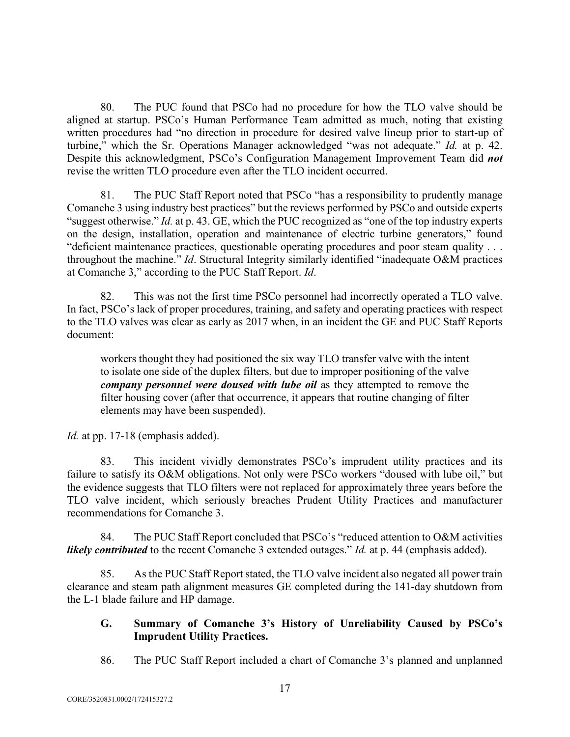80. The PUC found that PSCo had no procedure for how the TLO valve should be aligned at startup. PSCo's Human Performance Team admitted as much, noting that existing written procedures had "no direction in procedure for desired valve lineup prior to start-up of turbine," which the Sr. Operations Manager acknowledged "was not adequate." *Id.* at p. 42. Despite this acknowledgment, PSCo's Configuration Management Improvement Team did ***not*** revise the written TLO procedure even after the TLO incident occurred.

81. The PUC Staff Report noted that PSCo "has a responsibility to prudently manage Comanche 3 using industry best practices" but the reviews performed by PSCo and outside experts "suggest otherwise." *Id.* at p. 43. GE, which the PUC recognized as "one of the top industry experts on the design, installation, operation and maintenance of electric turbine generators," found "deficient maintenance practices, questionable operating procedures and poor steam quality . . . throughout the machine." *Id*. Structural Integrity similarly identified "inadequate O&M practices at Comanche 3," according to the PUC Staff Report. *Id*.

82. This was not the first time PSCo personnel had incorrectly operated a TLO valve. In fact, PSCo's lack of proper procedures, training, and safety and operating practices with respect to the TLO valves was clear as early as 2017 when, in an incident the GE and PUC Staff Reports document:

> workers thought they had positioned the six way TLO transfer valve with the intent to isolate one side of the duplex filters, but due to improper positioning of the valve ***company personnel were doused with lube oil*** as they attempted to remove the filter housing cover (after that occurrence, it appears that routine changing of filter elements may have been suspended).

*Id.* at pp. 17-18 (emphasis added).

83. This incident vividly demonstrates PSCo's imprudent utility practices and its failure to satisfy its O&M obligations. Not only were PSCo workers "doused with lube oil," but the evidence suggests that TLO filters were not replaced for approximately three years before the TLO valve incident, which seriously breaches Prudent Utility Practices and manufacturer recommendations for Comanche 3.

84. The PUC Staff Report concluded that PSCo's "reduced attention to O&M activities ***likely contributed*** to the recent Comanche 3 extended outages." *Id.* at p. 44 (emphasis added).

85. As the PUC Staff Report stated, the TLO valve incident also negated all power train clearance and steam path alignment measures GE completed during the 141-day shutdown from the L-1 blade failure and HP damage.

### G. Summary of Comanche 3's History of Unreliability Caused by PSCo's Imprudent Utility Practices.

86. The PUC Staff Report included a chart of Comanche 3's planned and unplanned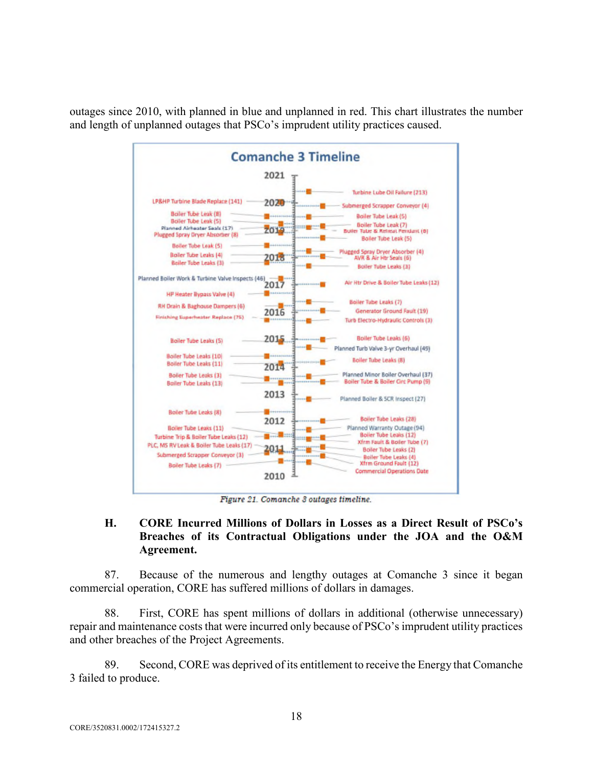outages since 2010, with planned in blue and unplanned in red. This chart illustrates the number and length of unplanned outages that PSCo's imprudent utility practices caused.

Comanche 3 Timeline

2021

Turbine Lube Oil Failure (213)

LP&HP Turbine Blade Replace (141) — 2020 — Submerged Scrapper Conveyor (4)

Boiler Tube Leak (8)
Boiler Tube Leak (5)
Planned Airheater Seals (17)
Plugged Spray Dryer Absorber (8)

Boiler Tube Leak (5)
Boiler Tube Leak (7)
Boiler Tube & Reheat Pendant (6)
Boiler Tube Leak (5)

2019

Boiler Tube Leak (5)
Boiler Tube Leaks (4)
Boiler Tube Leaks (3)

Plugged Spray Dryer Absorber (4)
AVR & Air Htr Seals (6)
Boiler Tube Leaks (3)

2018

Planned Boiler Work & Turbine Valve Inspects (46)

Air Htr Drive & Boiler Tube Leaks (12)

2017

HP Heater Bypass Valve (4)
RH Drain & Baghouse Dampers (6)
Finishing Superheater Replace (75)

Boiler Tube Leaks (7)
Generator Ground Fault (19)
Turb Electro-Hydraulic Controls (3)

2016

Boiler Tube Leaks (5)

Boiler Tube Leaks (6)
Planned Turb Valve 3-yr Overhaul (49)

2015

Boiler Tube Leaks (10)
Boiler Tube Leaks (11)

Boiler Tube Leaks (8)

2014

Boiler Tube Leaks (3)
Boiler Tube Leaks (13)

Planned Minor Boiler Overhaul (37)
Boiler Tube & Boiler Circ Pump (9)

2013

Planned Boiler & SCR Inspect (27)

Boiler Tube Leaks (8)

Boiler Tube Leaks (28)

2012

Boiler Tube Leaks (11)
Turbine Trip & Boiler Tube Leaks (12)
PLC, MS RV Leak & Boiler Tube Leaks (17)
Submerged Scrapper Conveyor (3)
Boiler Tube Leaks (7)

Planned Warranty Outage (94)
Boiler Tube Leaks (12)
Xfrm Fault & Boiler Tube (7)
Boiler Tube Leaks (2)
Boiler Tube Leaks (4)
Xfrm Ground Fault (12)
Commercial Operations Date

2011

2010

*Figure 21. Comanche 3 outages timeline.*

### H. CORE Incurred Millions of Dollars in Losses as a Direct Result of PSCo's Breaches of its Contractual Obligations under the JOA and the O&M Agreement.

87. Because of the numerous and lengthy outages at Comanche 3 since it began commercial operation, CORE has suffered millions of dollars in damages.

88. First, CORE has spent millions of dollars in additional (otherwise unnecessary) repair and maintenance costs that were incurred only because of PSCo's imprudent utility practices and other breaches of the Project Agreements.

89. Second, CORE was deprived of its entitlement to receive the Energy that Comanche 3 failed to produce.

CORE/3520831.0002/172415327.2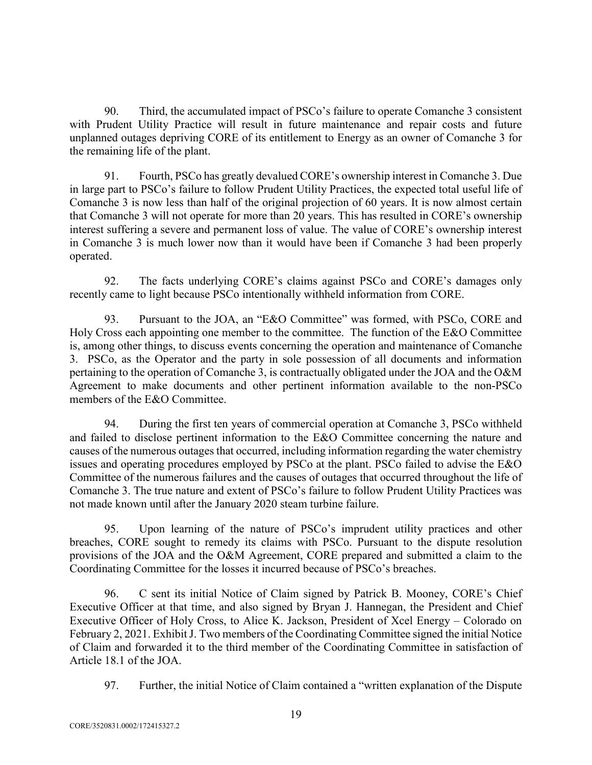90. Third, the accumulated impact of PSCo's failure to operate Comanche 3 consistent with Prudent Utility Practice will result in future maintenance and repair costs and future unplanned outages depriving CORE of its entitlement to Energy as an owner of Comanche 3 for the remaining life of the plant.

91. Fourth, PSCo has greatly devalued CORE's ownership interest in Comanche 3. Due in large part to PSCo's failure to follow Prudent Utility Practices, the expected total useful life of Comanche 3 is now less than half of the original projection of 60 years. It is now almost certain that Comanche 3 will not operate for more than 20 years. This has resulted in CORE's ownership interest suffering a severe and permanent loss of value. The value of CORE's ownership interest in Comanche 3 is much lower now than it would have been if Comanche 3 had been properly operated.

92. The facts underlying CORE's claims against PSCo and CORE's damages only recently came to light because PSCo intentionally withheld information from CORE.

93. Pursuant to the JOA, an "E&O Committee" was formed, with PSCo, CORE and Holy Cross each appointing one member to the committee. The function of the E&O Committee is, among other things, to discuss events concerning the operation and maintenance of Comanche 3. PSCo, as the Operator and the party in sole possession of all documents and information pertaining to the operation of Comanche 3, is contractually obligated under the JOA and the O&M Agreement to make documents and other pertinent information available to the non-PSCo members of the E&O Committee.

94. During the first ten years of commercial operation at Comanche 3, PSCo withheld and failed to disclose pertinent information to the E&O Committee concerning the nature and causes of the numerous outages that occurred, including information regarding the water chemistry issues and operating procedures employed by PSCo at the plant. PSCo failed to advise the E&O Committee of the numerous failures and the causes of outages that occurred throughout the life of Comanche 3. The true nature and extent of PSCo's failure to follow Prudent Utility Practices was not made known until after the January 2020 steam turbine failure.

95. Upon learning of the nature of PSCo's imprudent utility practices and other breaches, CORE sought to remedy its claims with PSCo. Pursuant to the dispute resolution provisions of the JOA and the O&M Agreement, CORE prepared and submitted a claim to the Coordinating Committee for the losses it incurred because of PSCo's breaches.

96. C sent its initial Notice of Claim signed by Patrick B. Mooney, CORE's Chief Executive Officer at that time, and also signed by Bryan J. Hannegan, the President and Chief Executive Officer of Holy Cross, to Alice K. Jackson, President of Xcel Energy – Colorado on February 2, 2021. Exhibit J. Two members of the Coordinating Committee signed the initial Notice of Claim and forwarded it to the third member of the Coordinating Committee in satisfaction of Article 18.1 of the JOA.

97. Further, the initial Notice of Claim contained a "written explanation of the Dispute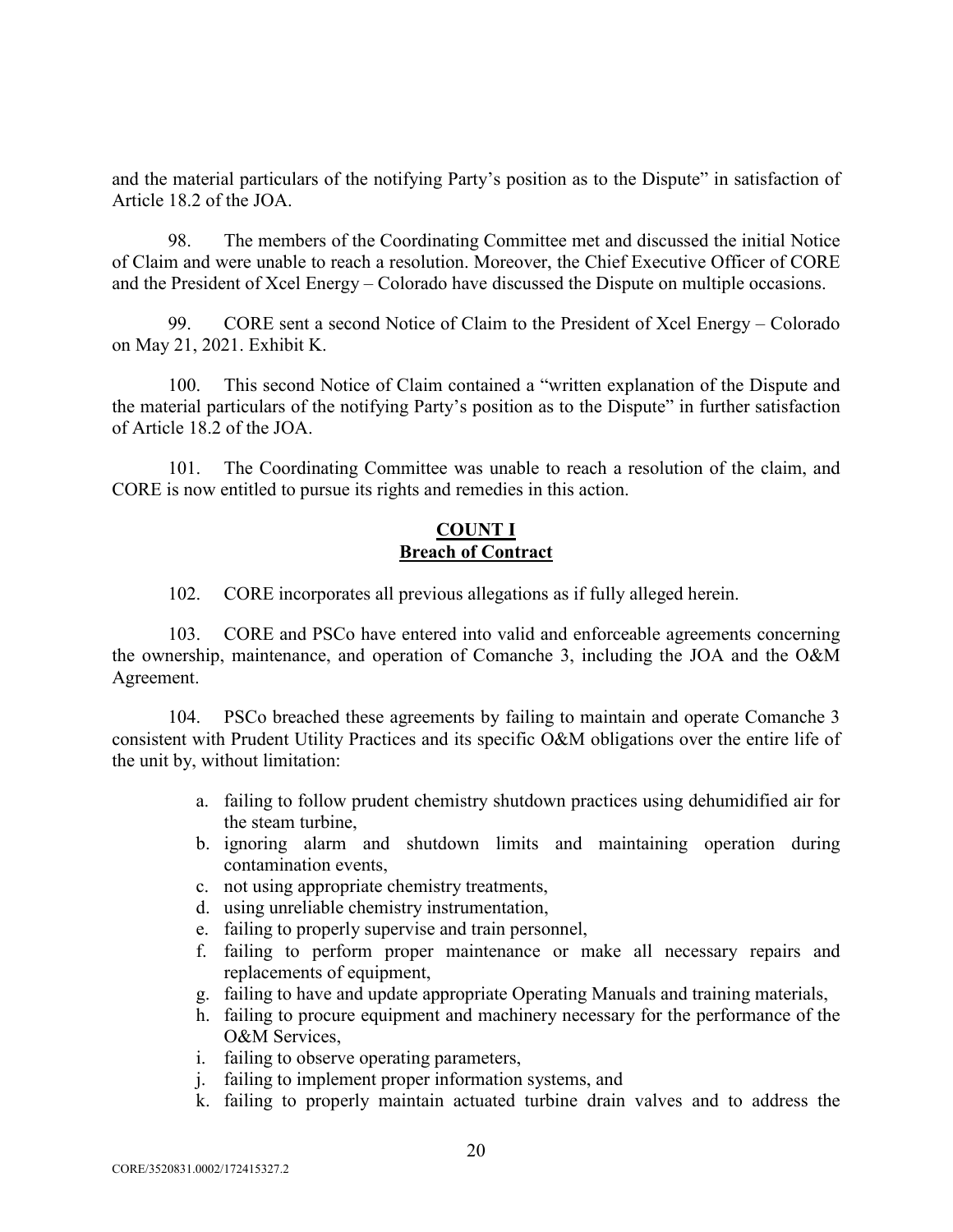and the material particulars of the notifying Party's position as to the Dispute" in satisfaction of Article 18.2 of the JOA.

98. The members of the Coordinating Committee met and discussed the initial Notice of Claim and were unable to reach a resolution. Moreover, the Chief Executive Officer of CORE and the President of Xcel Energy – Colorado have discussed the Dispute on multiple occasions.

99. CORE sent a second Notice of Claim to the President of Xcel Energy – Colorado on May 21, 2021. Exhibit K.

100. This second Notice of Claim contained a "written explanation of the Dispute and the material particulars of the notifying Party's position as to the Dispute" in further satisfaction of Article 18.2 of the JOA.

101. The Coordinating Committee was unable to reach a resolution of the claim, and CORE is now entitled to pursue its rights and remedies in this action.

## COUNT I
## Breach of Contract

102. CORE incorporates all previous allegations as if fully alleged herein.

103. CORE and PSCo have entered into valid and enforceable agreements concerning the ownership, maintenance, and operation of Comanche 3, including the JOA and the O&M Agreement.

104. PSCo breached these agreements by failing to maintain and operate Comanche 3 consistent with Prudent Utility Practices and its specific O&M obligations over the entire life of the unit by, without limitation:

a. failing to follow prudent chemistry shutdown practices using dehumidified air for the steam turbine,
b. ignoring alarm and shutdown limits and maintaining operation during contamination events,
c. not using appropriate chemistry treatments,
d. using unreliable chemistry instrumentation,
e. failing to properly supervise and train personnel,
f. failing to perform proper maintenance or make all necessary repairs and replacements of equipment,
g. failing to have and update appropriate Operating Manuals and training materials,
h. failing to procure equipment and machinery necessary for the performance of the O&M Services,
i. failing to observe operating parameters,
j. failing to implement proper information systems, and
k. failing to properly maintain actuated turbine drain valves and to address the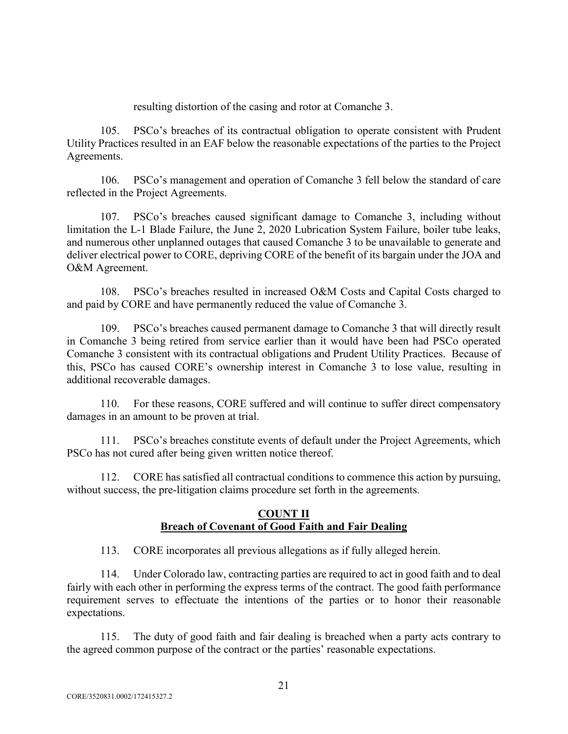resulting distortion of the casing and rotor at Comanche 3.

105. PSCo's breaches of its contractual obligation to operate consistent with Prudent Utility Practices resulted in an EAF below the reasonable expectations of the parties to the Project Agreements.

106. PSCo's management and operation of Comanche 3 fell below the standard of care reflected in the Project Agreements.

107. PSCo's breaches caused significant damage to Comanche 3, including without limitation the L-1 Blade Failure, the June 2, 2020 Lubrication System Failure, boiler tube leaks, and numerous other unplanned outages that caused Comanche 3 to be unavailable to generate and deliver electrical power to CORE, depriving CORE of the benefit of its bargain under the JOA and O&M Agreement.

108. PSCo's breaches resulted in increased O&M Costs and Capital Costs charged to and paid by CORE and have permanently reduced the value of Comanche 3.

109. PSCo's breaches caused permanent damage to Comanche 3 that will directly result in Comanche 3 being retired from service earlier than it would have been had PSCo operated Comanche 3 consistent with its contractual obligations and Prudent Utility Practices. Because of this, PSCo has caused CORE's ownership interest in Comanche 3 to lose value, resulting in additional recoverable damages.

110. For these reasons, CORE suffered and will continue to suffer direct compensatory damages in an amount to be proven at trial.

111. PSCo's breaches constitute events of default under the Project Agreements, which PSCo has not cured after being given written notice thereof.

112. CORE has satisfied all contractual conditions to commence this action by pursuing, without success, the pre-litigation claims procedure set forth in the agreements.

## COUNT II
## Breach of Covenant of Good Faith and Fair Dealing

113. CORE incorporates all previous allegations as if fully alleged herein.

114. Under Colorado law, contracting parties are required to act in good faith and to deal fairly with each other in performing the express terms of the contract. The good faith performance requirement serves to effectuate the intentions of the parties or to honor their reasonable expectations.

115. The duty of good faith and fair dealing is breached when a party acts contrary to the agreed common purpose of the contract or the parties' reasonable expectations.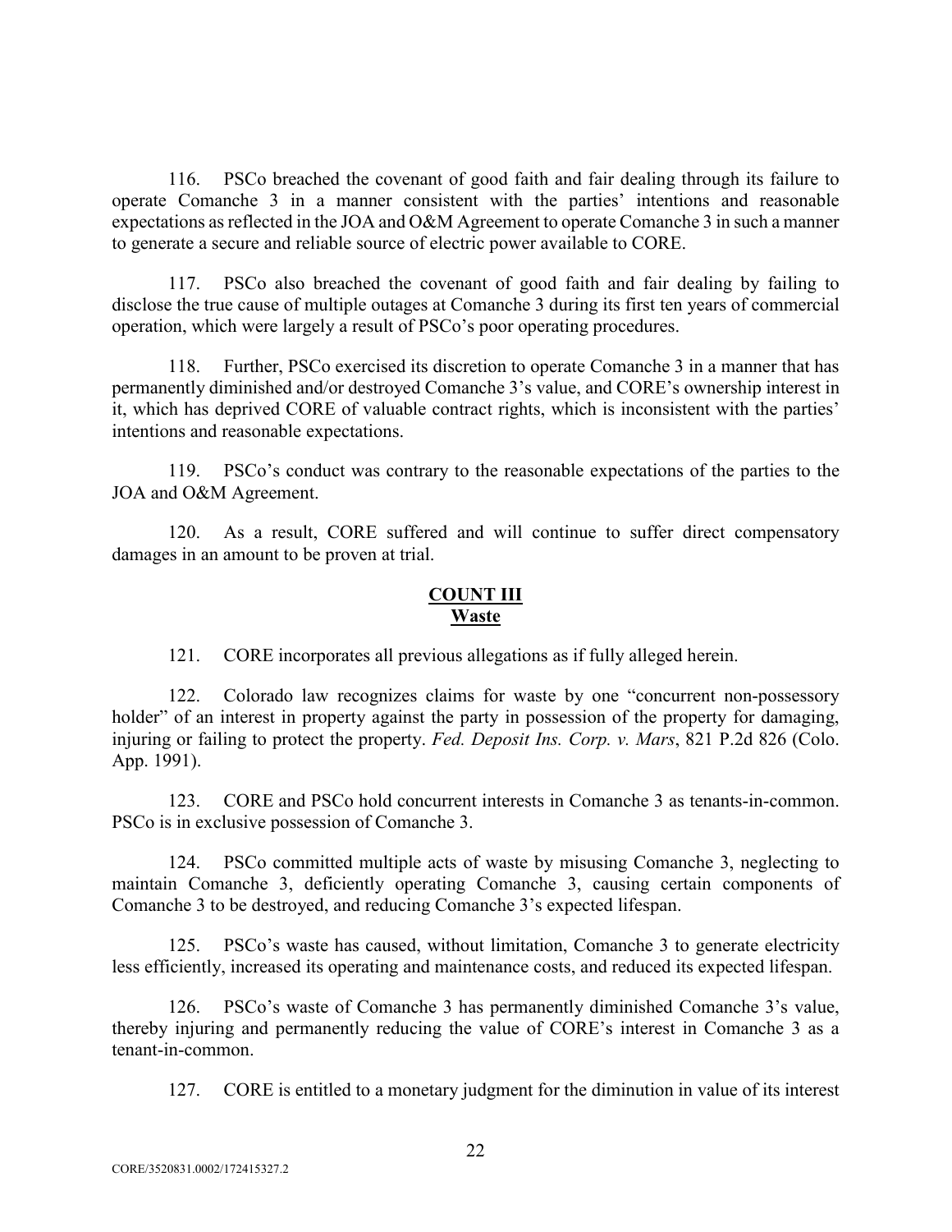116. PSCo breached the covenant of good faith and fair dealing through its failure to operate Comanche 3 in a manner consistent with the parties' intentions and reasonable expectations as reflected in the JOA and O&M Agreement to operate Comanche 3 in such a manner to generate a secure and reliable source of electric power available to CORE.

117. PSCo also breached the covenant of good faith and fair dealing by failing to disclose the true cause of multiple outages at Comanche 3 during its first ten years of commercial operation, which were largely a result of PSCo's poor operating procedures.

118. Further, PSCo exercised its discretion to operate Comanche 3 in a manner that has permanently diminished and/or destroyed Comanche 3's value, and CORE's ownership interest in it, which has deprived CORE of valuable contract rights, which is inconsistent with the parties' intentions and reasonable expectations.

119. PSCo's conduct was contrary to the reasonable expectations of the parties to the JOA and O&M Agreement.

120. As a result, CORE suffered and will continue to suffer direct compensatory damages in an amount to be proven at trial.

**COUNT III**
**Waste**

121. CORE incorporates all previous allegations as if fully alleged herein.

122. Colorado law recognizes claims for waste by one "concurrent non-possessory holder" of an interest in property against the party in possession of the property for damaging, injuring or failing to protect the property. *Fed. Deposit Ins. Corp. v. Mars*, 821 P.2d 826 (Colo. App. 1991).

123. CORE and PSCo hold concurrent interests in Comanche 3 as tenants-in-common. PSCo is in exclusive possession of Comanche 3.

124. PSCo committed multiple acts of waste by misusing Comanche 3, neglecting to maintain Comanche 3, deficiently operating Comanche 3, causing certain components of Comanche 3 to be destroyed, and reducing Comanche 3's expected lifespan.

125. PSCo's waste has caused, without limitation, Comanche 3 to generate electricity less efficiently, increased its operating and maintenance costs, and reduced its expected lifespan.

126. PSCo's waste of Comanche 3 has permanently diminished Comanche 3's value, thereby injuring and permanently reducing the value of CORE's interest in Comanche 3 as a tenant-in-common.

127. CORE is entitled to a monetary judgment for the diminution in value of its interest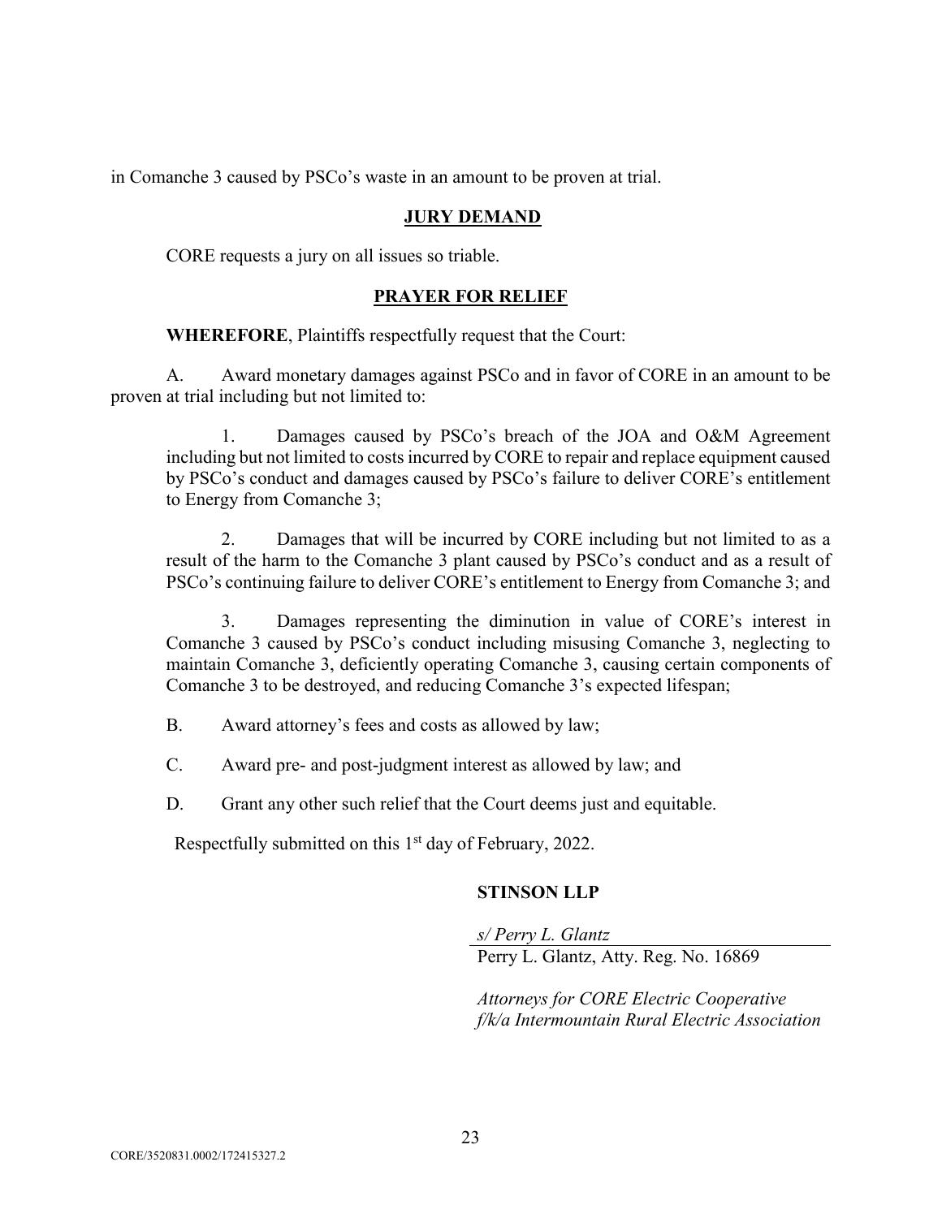in Comanche 3 caused by PSCo's waste in an amount to be proven at trial.

## **JURY DEMAND**

CORE requests a jury on all issues so triable.

## **PRAYER FOR RELIEF**

**WHEREFORE**, Plaintiffs respectfully request that the Court:

A. Award monetary damages against PSCo and in favor of CORE in an amount to be proven at trial including but not limited to:

1. Damages caused by PSCo's breach of the JOA and O&M Agreement including but not limited to costs incurred by CORE to repair and replace equipment caused by PSCo's conduct and damages caused by PSCo's failure to deliver CORE's entitlement to Energy from Comanche 3;

2. Damages that will be incurred by CORE including but not limited to as a result of the harm to the Comanche 3 plant caused by PSCo's conduct and as a result of PSCo's continuing failure to deliver CORE's entitlement to Energy from Comanche 3; and

3. Damages representing the diminution in value of CORE's interest in Comanche 3 caused by PSCo's conduct including misusing Comanche 3, neglecting to maintain Comanche 3, deficiently operating Comanche 3, causing certain components of Comanche 3 to be destroyed, and reducing Comanche 3's expected lifespan;

B. Award attorney's fees and costs as allowed by law;

C. Award pre- and post-judgment interest as allowed by law; and

D. Grant any other such relief that the Court deems just and equitable.

Respectfully submitted on this 1st day of February, 2022.

**STINSON LLP**

*s/ Perry L. Glantz*
Perry L. Glantz, Atty. Reg. No. 16869

*Attorneys for CORE Electric Cooperative f/k/a Intermountain Rural Electric Association*

CORE/3520831.0002/172415327.2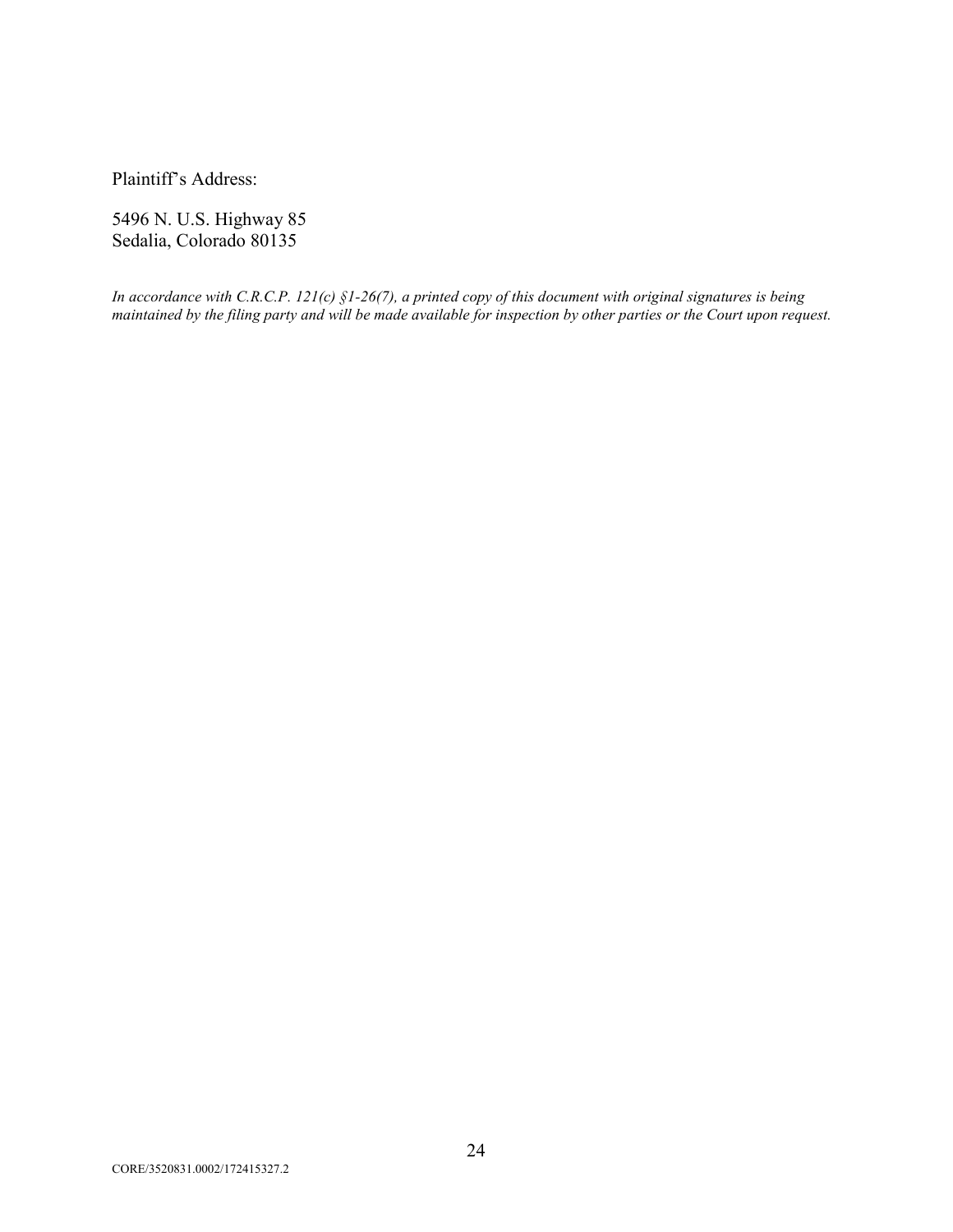Plaintiff's Address:

5496 N. U.S. Highway 85
Sedalia, Colorado 80135

*In accordance with C.R.C.P. 121(c) §1-26(7), a printed copy of this document with original signatures is being maintained by the filing party and will be made available for inspection by other parties or the Court upon request.*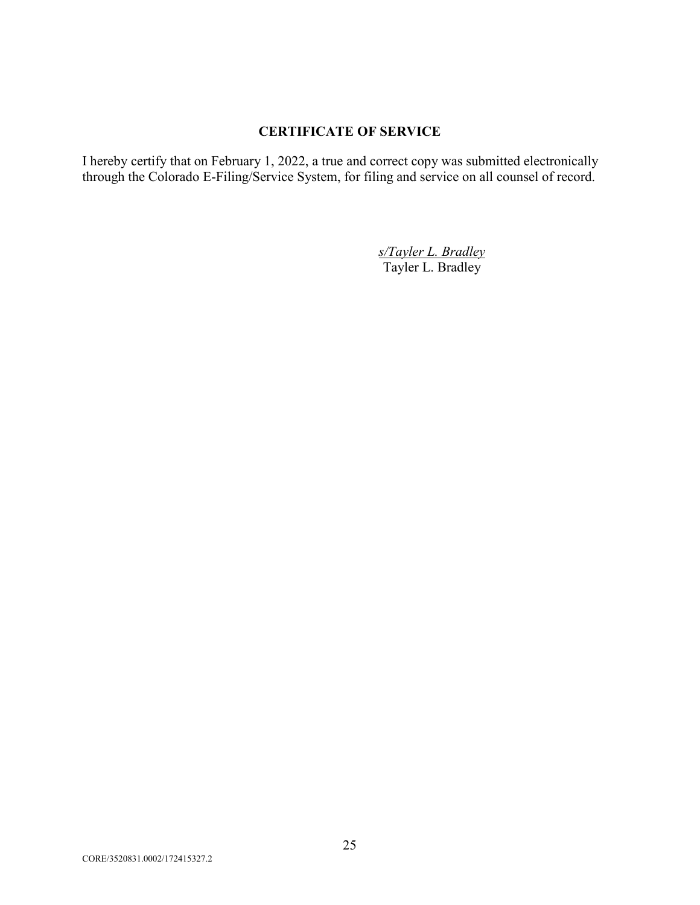## CERTIFICATE OF SERVICE

I hereby certify that on February 1, 2022, a true and correct copy was submitted electronically through the Colorado E-Filing/Service System, for filing and service on all counsel of record.

*s/Tayler L. Bradley*
Tayler L. Bradley

CORE/3520831.0002/172415327.2